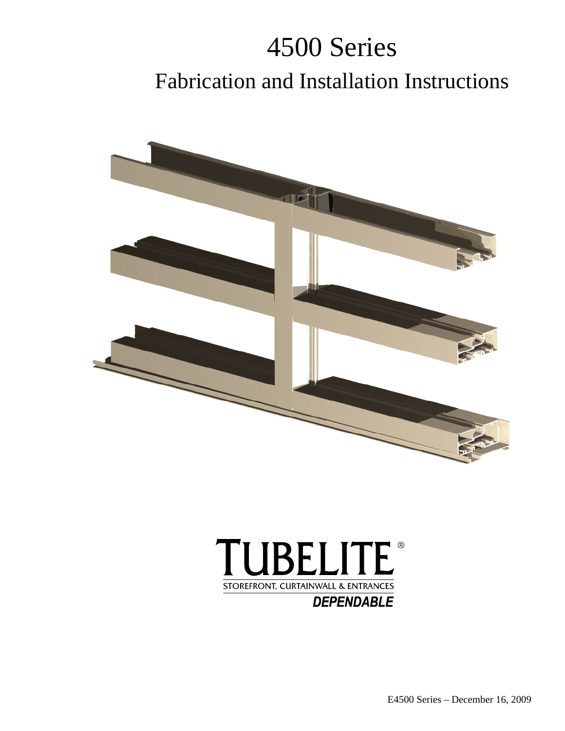# 4500 Series

## Fabrication and Installation Instructions

TUBELITE®

STOREFRONT, CURTAINWALL & ENTRANCES

*DEPENDABLE*

E4500 Series – December 16, 2009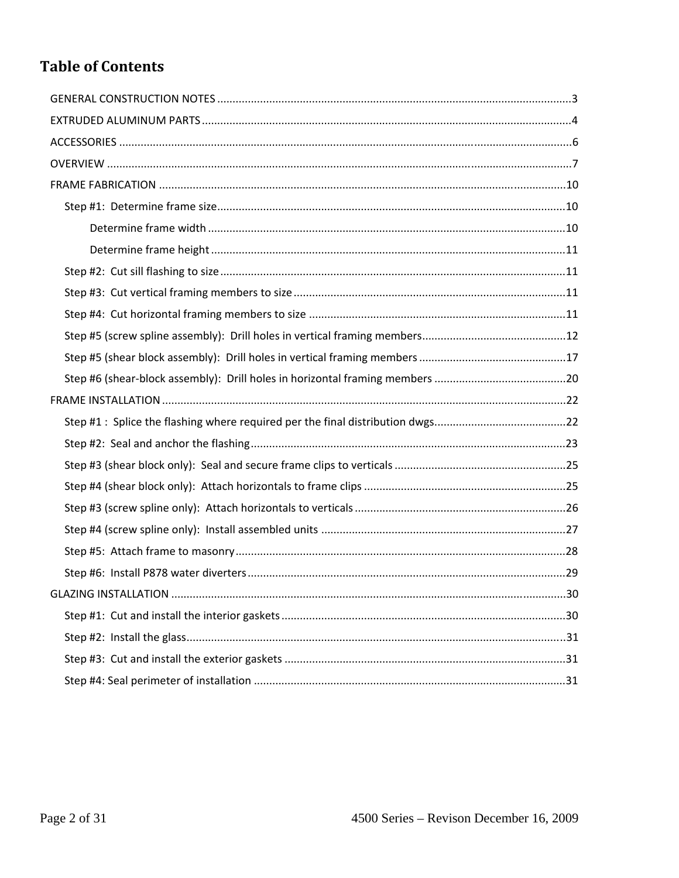# Table of Contents

GENERAL CONSTRUCTION NOTES ....................................................................................................................3

EXTRUDED ALUMINUM PARTS .........................................................................................................................4

ACCESSORIES .....................................................................................................................................................6

OVERVIEW ..........................................................................................................................................................7

FRAME FABRICATION ........................................................................................................................................10

- Step #1: Determine frame size ..................................................................................................................10
  - Determine frame width ....................................................................................................................10
  - Determine frame height ...................................................................................................................11
- Step #2: Cut sill flashing to size ................................................................................................................11
- Step #3: Cut vertical framing members to size .........................................................................................11
- Step #4: Cut horizontal framing members to size ....................................................................................11
- Step #5 (screw spline assembly): Drill holes in vertical framing members ...............................................12
- Step #5 (shear block assembly): Drill holes in vertical framing members ................................................17
- Step #6 (shear-block assembly): Drill holes in horizontal framing members ...........................................20

FRAME INSTALLATION .......................................................................................................................................22

- Step #1 : Splice the flashing where required per the final distribution dwgs............................................22
- Step #2: Seal and anchor the flashing .......................................................................................................23
- Step #3 (shear block only): Seal and secure frame clips to verticals ........................................................25
- Step #4 (shear block only): Attach horizontals to frame clips ..................................................................25
- Step #3 (screw spline only): Attach horizontals to verticals .....................................................................26
- Step #4 (screw spline only): Install assembled units ................................................................................27
- Step #5: Attach frame to masonry ............................................................................................................28
- Step #6: Install P878 water diverters ........................................................................................................29

GLAZING INSTALLATION ....................................................................................................................................30

- Step #1: Cut and install the interior gaskets .............................................................................................30
- Step #2: Install the glass ............................................................................................................................31
- Step #3: Cut and install the exterior gaskets ............................................................................................31
- Step #4: Seal perimeter of installation .....................................................................................................31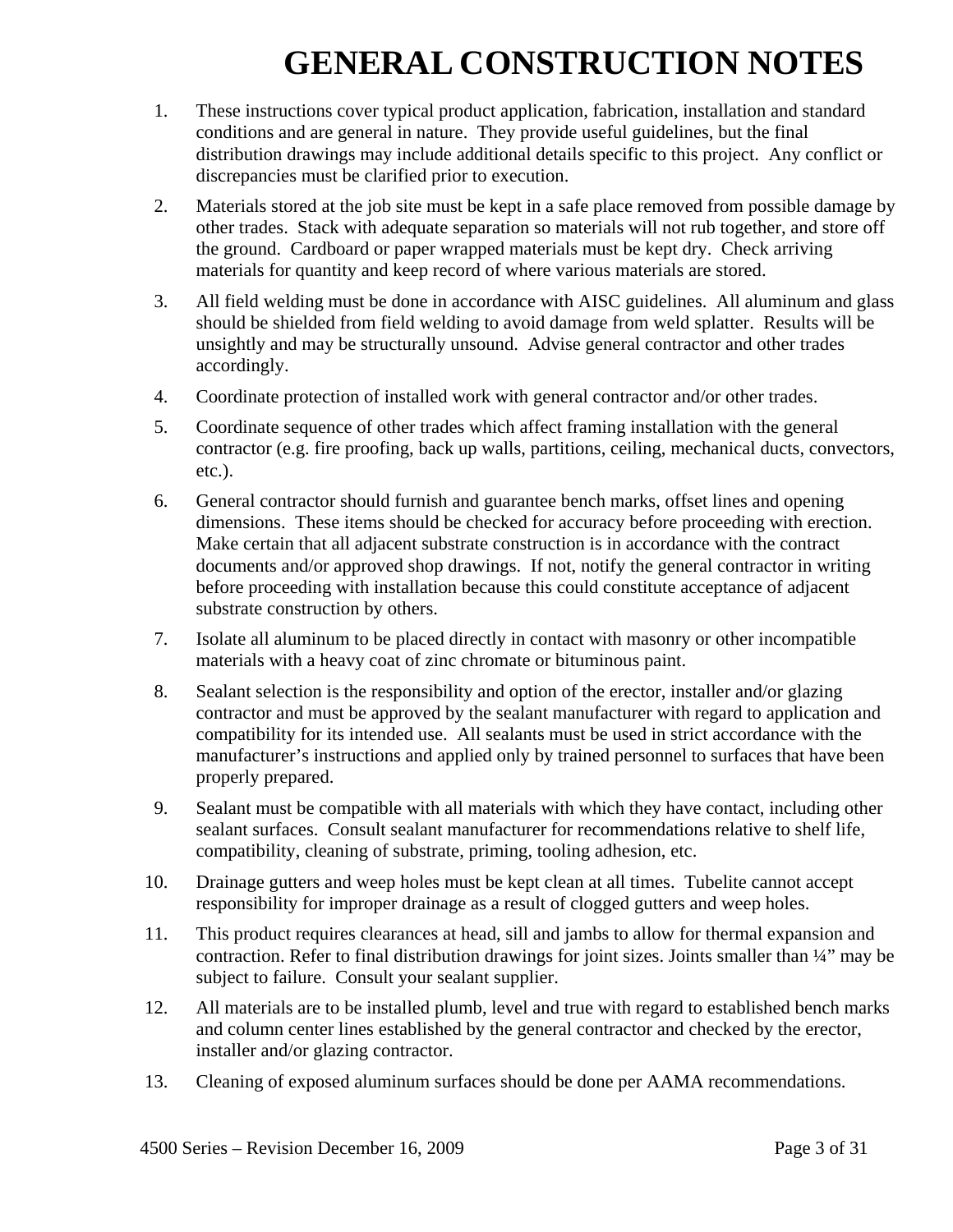# GENERAL CONSTRUCTION NOTES

1. These instructions cover typical product application, fabrication, installation and standard conditions and are general in nature. They provide useful guidelines, but the final distribution drawings may include additional details specific to this project. Any conflict or discrepancies must be clarified prior to execution.
2. Materials stored at the job site must be kept in a safe place removed from possible damage by other trades. Stack with adequate separation so materials will not rub together, and store off the ground. Cardboard or paper wrapped materials must be kept dry. Check arriving materials for quantity and keep record of where various materials are stored.
3. All field welding must be done in accordance with AISC guidelines. All aluminum and glass should be shielded from field welding to avoid damage from weld splatter. Results will be unsightly and may be structurally unsound. Advise general contractor and other trades accordingly.
4. Coordinate protection of installed work with general contractor and/or other trades.
5. Coordinate sequence of other trades which affect framing installation with the general contractor (e.g. fire proofing, back up walls, partitions, ceiling, mechanical ducts, convectors, etc.).
6. General contractor should furnish and guarantee bench marks, offset lines and opening dimensions. These items should be checked for accuracy before proceeding with erection. Make certain that all adjacent substrate construction is in accordance with the contract documents and/or approved shop drawings. If not, notify the general contractor in writing before proceeding with installation because this could constitute acceptance of adjacent substrate construction by others.
7. Isolate all aluminum to be placed directly in contact with masonry or other incompatible materials with a heavy coat of zinc chromate or bituminous paint.
8. Sealant selection is the responsibility and option of the erector, installer and/or glazing contractor and must be approved by the sealant manufacturer with regard to application and compatibility for its intended use. All sealants must be used in strict accordance with the manufacturer’s instructions and applied only by trained personnel to surfaces that have been properly prepared.
9. Sealant must be compatible with all materials with which they have contact, including other sealant surfaces. Consult sealant manufacturer for recommendations relative to shelf life, compatibility, cleaning of substrate, priming, tooling adhesion, etc.
10. Drainage gutters and weep holes must be kept clean at all times. Tubelite cannot accept responsibility for improper drainage as a result of clogged gutters and weep holes.
11. This product requires clearances at head, sill and jambs to allow for thermal expansion and contraction. Refer to final distribution drawings for joint sizes. Joints smaller than ¼” may be subject to failure. Consult your sealant supplier.
12. All materials are to be installed plumb, level and true with regard to established bench marks and column center lines established by the general contractor and checked by the erector, installer and/or glazing contractor.
13. Cleaning of exposed aluminum surfaces should be done per AAMA recommendations.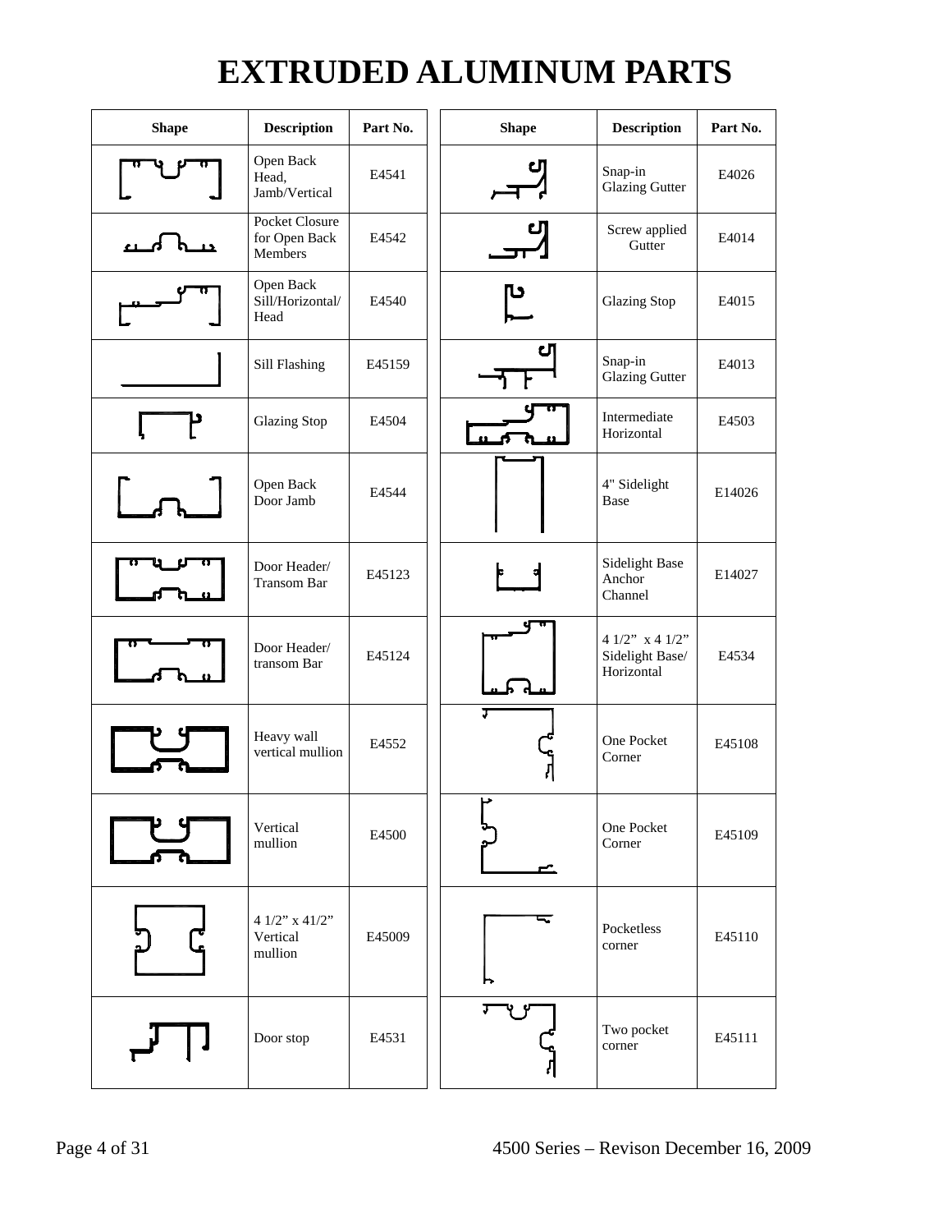# EXTRUDED ALUMINUM PARTS

| Shape | Description | Part No. |
|---|---|---|
| | Open Back Head, Jamb/Vertical | E4541 |
| | Pocket Closure for Open Back Members | E4542 |
| | Open Back Sill/Horizontal/ Head | E4540 |
| | Sill Flashing | E45159 |
| | Glazing Stop | E4504 |
| | Open Back Door Jamb | E4544 |
| | Door Header/ Transom Bar | E45123 |
| | Door Header/ transom Bar | E45124 |
| | Heavy wall vertical mullion | E4552 |
| | Vertical mullion | E4500 |
| | 4 1/2" x 41/2" Vertical mullion | E45009 |
| | Door stop | E4531 |

| Shape | Description | Part No. |
|---|---|---|
| | Snap-in Glazing Gutter | E4026 |
| | Screw applied Gutter | E4014 |
| | Glazing Stop | E4015 |
| | Snap-in Glazing Gutter | E4013 |
| | Intermediate Horizontal | E4503 |
| | 4" Sidelight Base | E14026 |
| | Sidelight Base Anchor Channel | E14027 |
| | 4 1/2" x 4 1/2" Sidelight Base/ Horizontal | E4534 |
| | One Pocket Corner | E45108 |
| | One Pocket Corner | E45109 |
| | Pocketless corner | E45110 |
| | Two pocket corner | E45111 |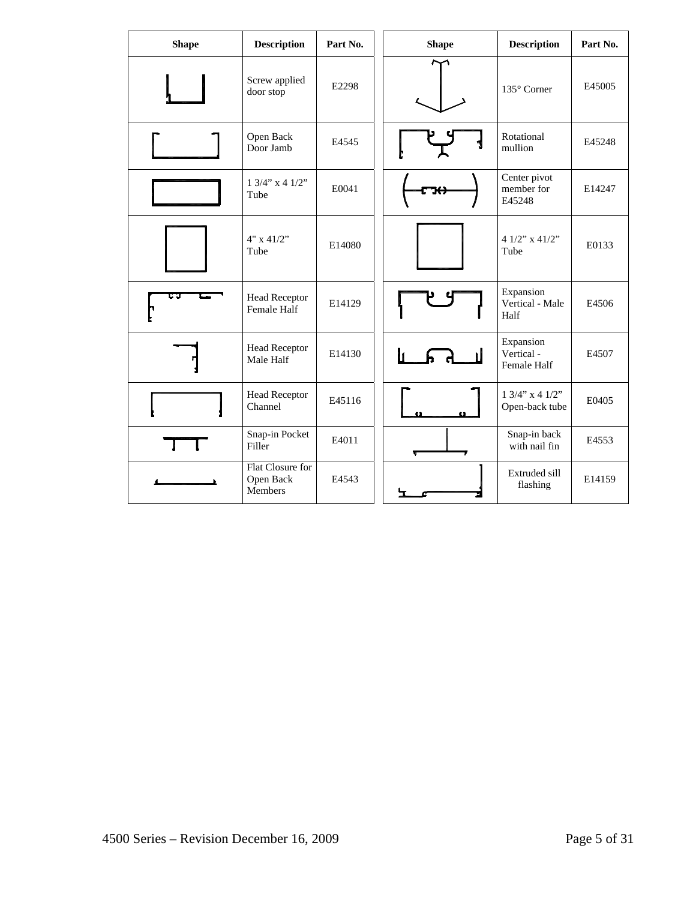| Shape | Description | Part No. | Shape | Description | Part No. |
|---|---|---|---|---|---|
| | Screw applied door stop | E2298 | | 135° Corner | E45005 |
| | Open Back Door Jamb | E4545 | | Rotational mullion | E45248 |
| | 1 3/4" x 4 1/2" Tube | E0041 | | Center pivot member for E45248 | E14247 |
| | 4" x 41/2" Tube | E14080 | | 4 1/2" x 41/2" Tube | E0133 |
| | Head Receptor Female Half | E14129 | | Expansion Vertical - Male Half | E4506 |
| | Head Receptor Male Half | E14130 | | Expansion Vertical - Female Half | E4507 |
| | Head Receptor Channel | E45116 | | 1 3/4" x 4 1/2" Open-back tube | E0405 |
| | Snap-in Pocket Filler | E4011 | | Snap-in back with nail fin | E4553 |
| | Flat Closure for Open Back Members | E4543 | | Extruded sill flashing | E14159 |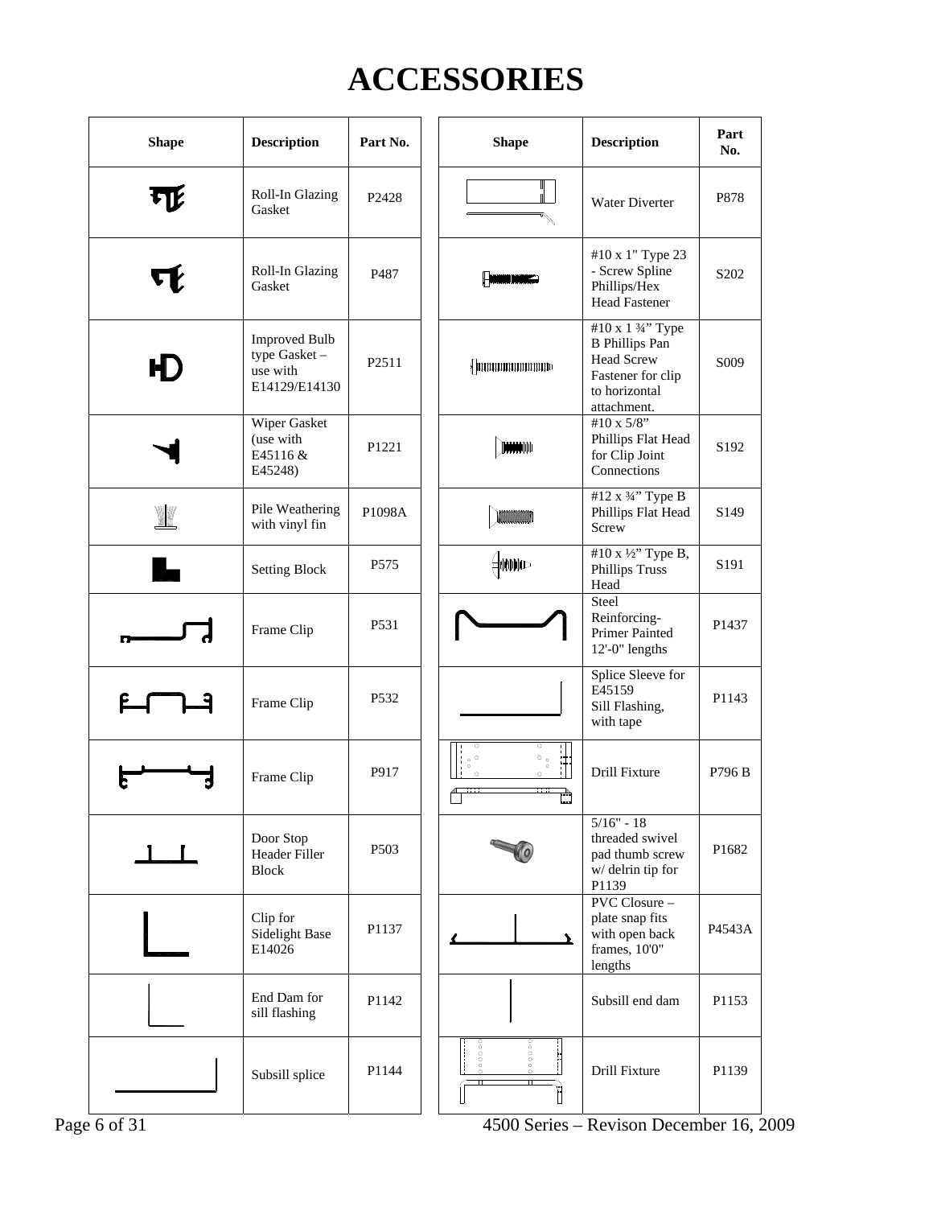# ACCESSORIES

| Shape | Description | Part No. | | Shape | Description | Part No. |
|---|---|---|---|---|---|---|
| | Roll-In Glazing Gasket | P2428 | | | Water Diverter | P878 |
| | Roll-In Glazing Gasket | P487 | | | #10 x 1" Type 23 - Screw Spline Phillips/Hex Head Fastener | S202 |
| | Improved Bulb type Gasket – use with E14129/E14130 | P2511 | | | #10 x 1 ¾" Type B Phillips Pan Head Screw Fastener for clip to horizontal attachment. | S009 |
| | Wiper Gasket (use with E45116 & E45248) | P1221 | | | #10 x 5/8" Phillips Flat Head for Clip Joint Connections | S192 |
| | Pile Weathering with vinyl fin | P1098A | | | #12 x ¾" Type B Phillips Flat Head Screw | S149 |
| | Setting Block | P575 | | | #10 x ½" Type B, Phillips Truss Head | S191 |
| | Frame Clip | P531 | | | Steel Reinforcing-Primer Painted 12'-0" lengths | P1437 |
| | Frame Clip | P532 | | | Splice Sleeve for E45159 Sill Flashing, with tape | P1143 |
| | Frame Clip | P917 | | | Drill Fixture | P796 B |
| | Door Stop Header Filler Block | P503 | | | 5/16" - 18 threaded swivel pad thumb screw w/ delrin tip for P1139 | P1682 |
| | Clip for Sidelight Base E14026 | P1137 | | | PVC Closure – plate snap fits with open back frames, 10'0" lengths | P4543A |
| | End Dam for sill flashing | P1142 | | | Subsill end dam | P1153 |
| | Subsill splice | P1144 | | | Drill Fixture | P1139 |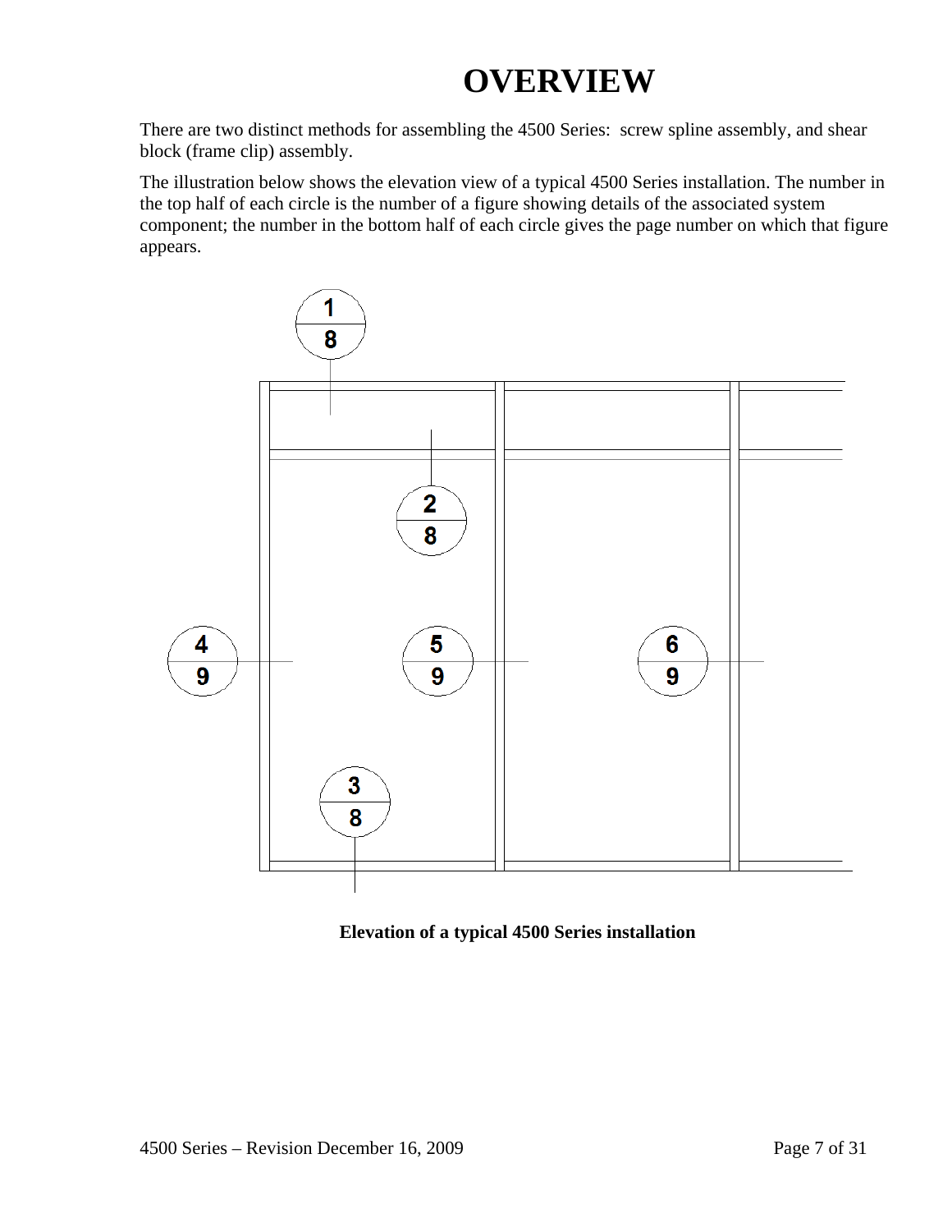# OVERVIEW

There are two distinct methods for assembling the 4500 Series: screw spline assembly, and shear block (frame clip) assembly.

The illustration below shows the elevation view of a typical 4500 Series installation. The number in the top half of each circle is the number of a figure showing details of the associated system component; the number in the bottom half of each circle gives the page number on which that figure appears.

**Elevation of a typical 4500 Series installation**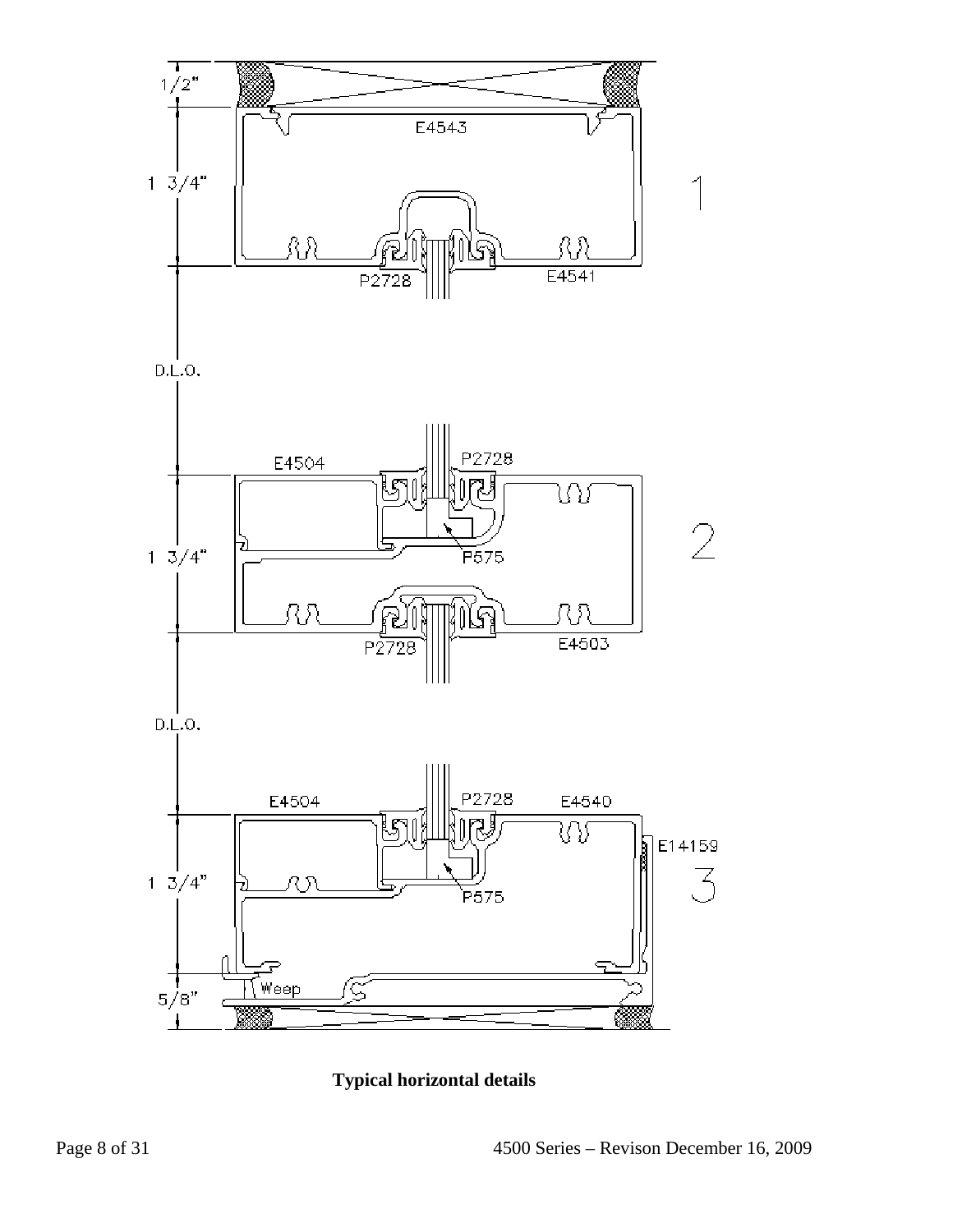1/2"

E4543

1 3/4"

1

P2728

E4541

D.L.O.

E4504

P2728

1 3/4"

P575

2

P2728

E4503

D.L.O.

E4504

P2728

E4540

E14159

1 3/4"

P575

3

Weep

5/8"

**Typical horizontal details**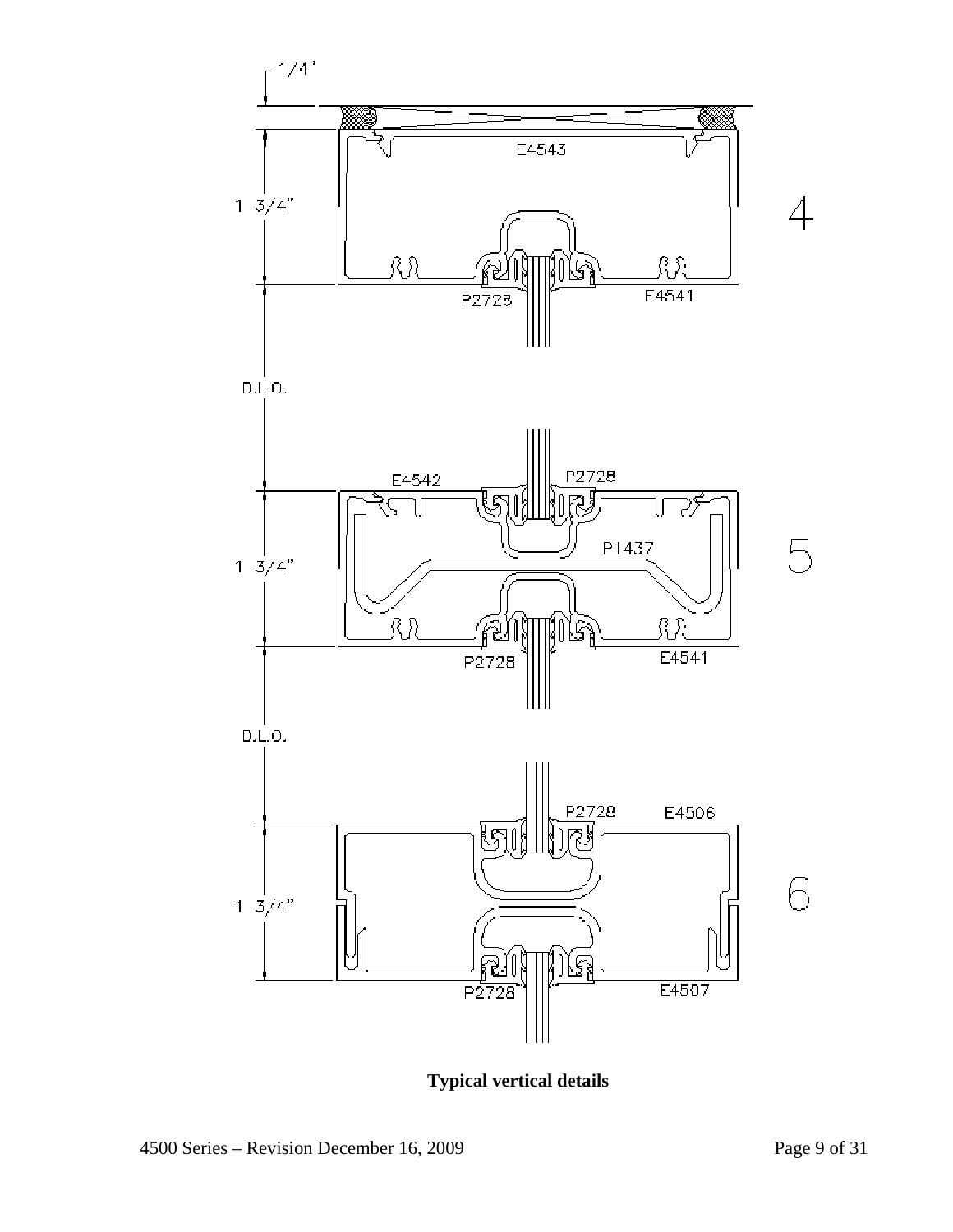1/4"

E4543

1 3/4"

4

P2728

E4541

D.L.O.

E4542

P2728

P1437

1 3/4"

5

P2728

E4541

D.L.O.

P2728

E4506

1 3/4"

6

P2728

E4507

**Typical vertical details**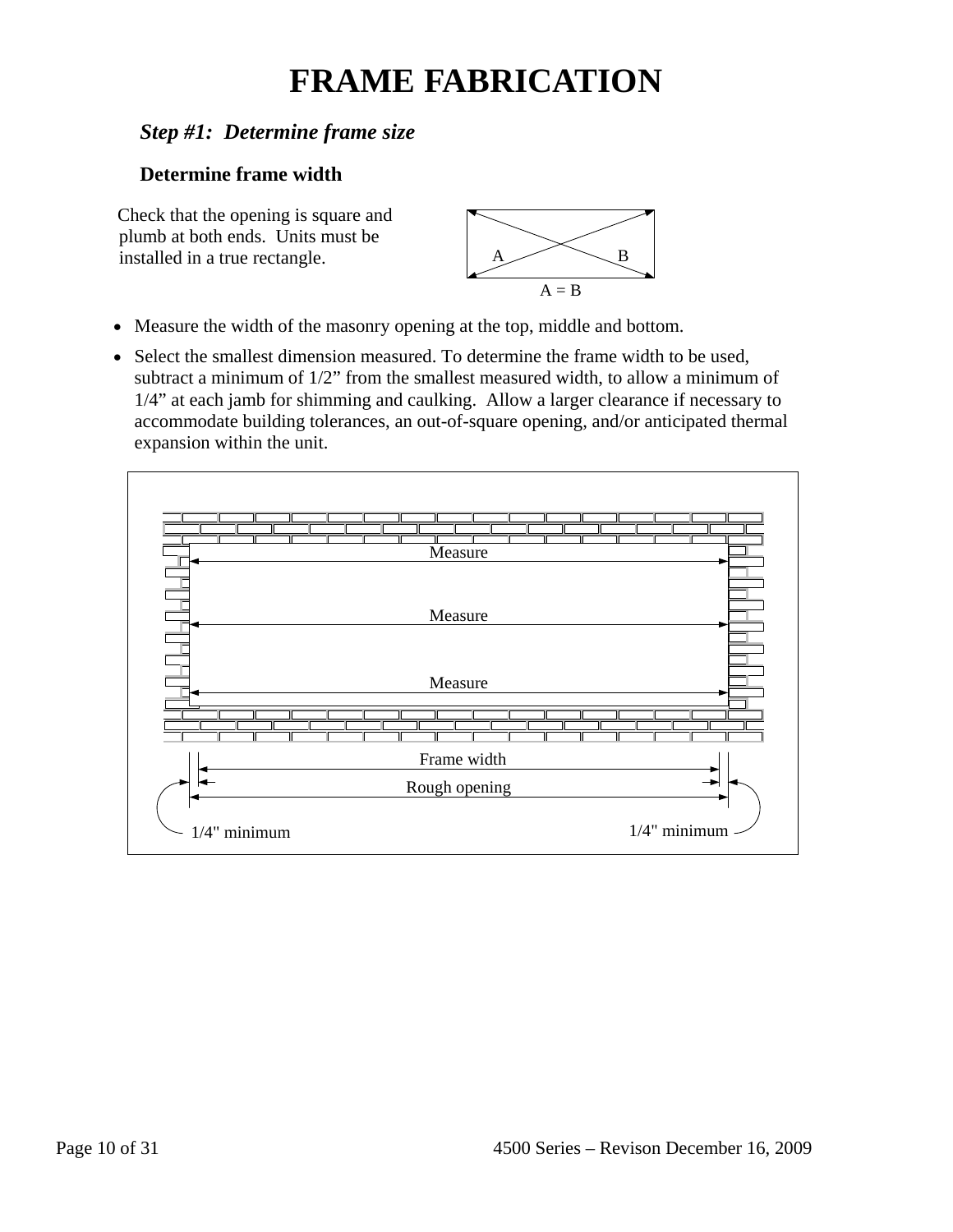# FRAME FABRICATION

## *Step #1: Determine frame size*

### Determine frame width

Check that the opening is square and plumb at both ends. Units must be installed in a true rectangle.

A = B

- Measure the width of the masonry opening at the top, middle and bottom.
- Select the smallest dimension measured. To determine the frame width to be used, subtract a minimum of 1/2" from the smallest measured width, to allow a minimum of 1/4" at each jamb for shimming and caulking. Allow a larger clearance if necessary to accommodate building tolerances, an out-of-square opening, and/or anticipated thermal expansion within the unit.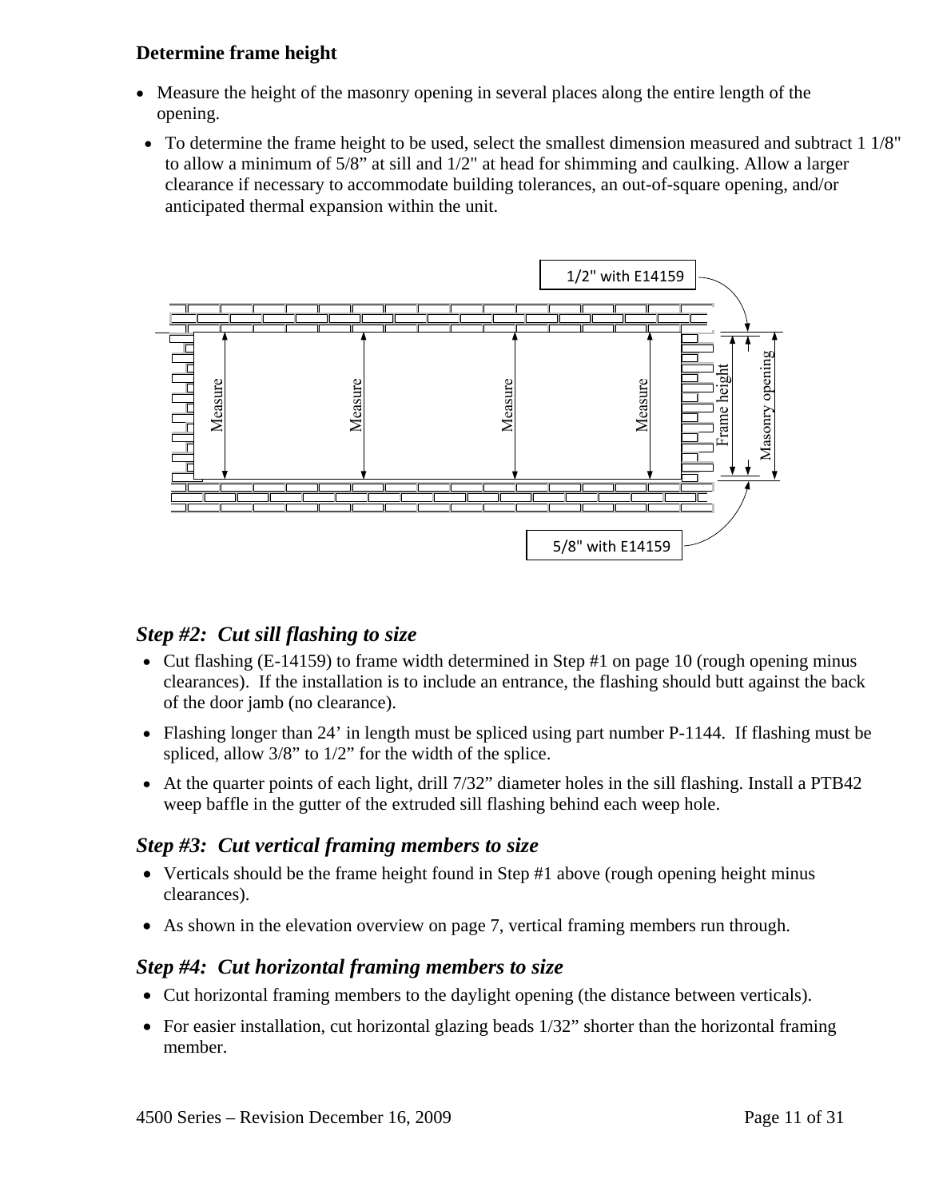### Determine frame height

- Measure the height of the masonry opening in several places along the entire length of the opening.
- To determine the frame height to be used, select the smallest dimension measured and subtract 1 1/8" to allow a minimum of 5/8" at sill and 1/2" at head for shimming and caulking. Allow a larger clearance if necessary to accommodate building tolerances, an out-of-square opening, and/or anticipated thermal expansion within the unit.

1/2" with E14159

Measure Measure Measure Measure Frame height Masonry opening

5/8" with E14159

### *Step #2: Cut sill flashing to size*

- Cut flashing (E-14159) to frame width determined in Step #1 on page 10 (rough opening minus clearances). If the installation is to include an entrance, the flashing should butt against the back of the door jamb (no clearance).
- Flashing longer than 24' in length must be spliced using part number P-1144. If flashing must be spliced, allow 3/8" to 1/2" for the width of the splice.
- At the quarter points of each light, drill 7/32" diameter holes in the sill flashing. Install a PTB42 weep baffle in the gutter of the extruded sill flashing behind each weep hole.

### *Step #3: Cut vertical framing members to size*

- Verticals should be the frame height found in Step #1 above (rough opening height minus clearances).
- As shown in the elevation overview on page 7, vertical framing members run through.

### *Step #4: Cut horizontal framing members to size*

- Cut horizontal framing members to the daylight opening (the distance between verticals).
- For easier installation, cut horizontal glazing beads 1/32" shorter than the horizontal framing member.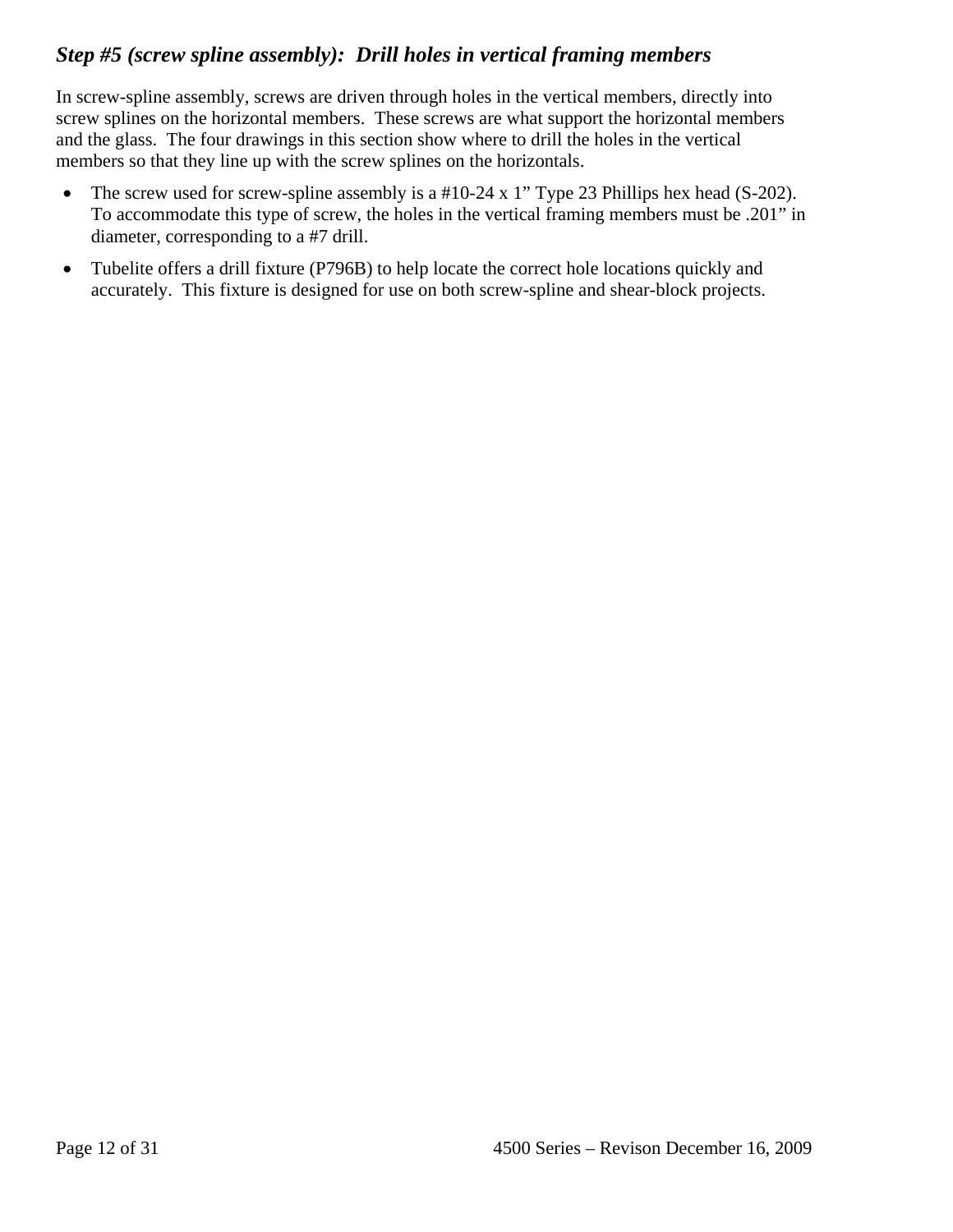### *Step #5 (screw spline assembly): Drill holes in vertical framing members*

In screw-spline assembly, screws are driven through holes in the vertical members, directly into screw splines on the horizontal members. These screws are what support the horizontal members and the glass. The four drawings in this section show where to drill the holes in the vertical members so that they line up with the screw splines on the horizontals.

- The screw used for screw-spline assembly is a #10-24 x 1" Type 23 Phillips hex head (S-202). To accommodate this type of screw, the holes in the vertical framing members must be .201" in diameter, corresponding to a #7 drill.
- Tubelite offers a drill fixture (P796B) to help locate the correct hole locations quickly and accurately. This fixture is designed for use on both screw-spline and shear-block projects.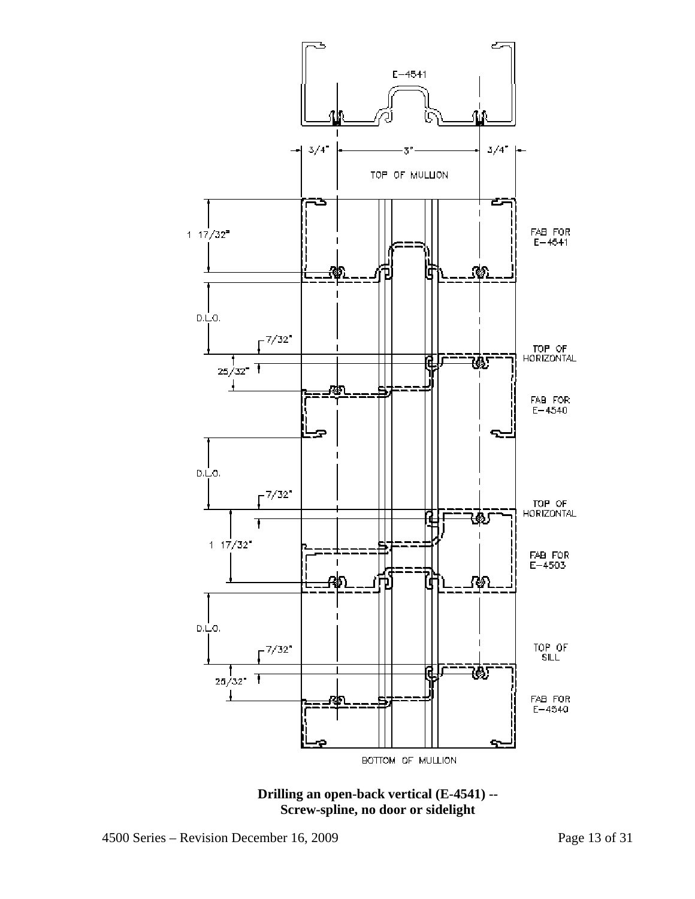E-4541

3/4" 3" 3/4"

TOP OF MULLION

1 17/32"

FAB FOR E-4541

D.L.O.

7/32"

TOP OF HORIZONTAL

25/32"

FAB FOR E-4540

D.L.O.

7/32"

TOP OF HORIZONTAL

1 17/32"

FAB FOR E-4503

D.L.O.

7/32"

TOP OF SILL

25/32"

FAB FOR E-4540

BOTTOM OF MULLION

**Drilling an open-back vertical (E-4541) -- Screw-spline, no door or sidelight**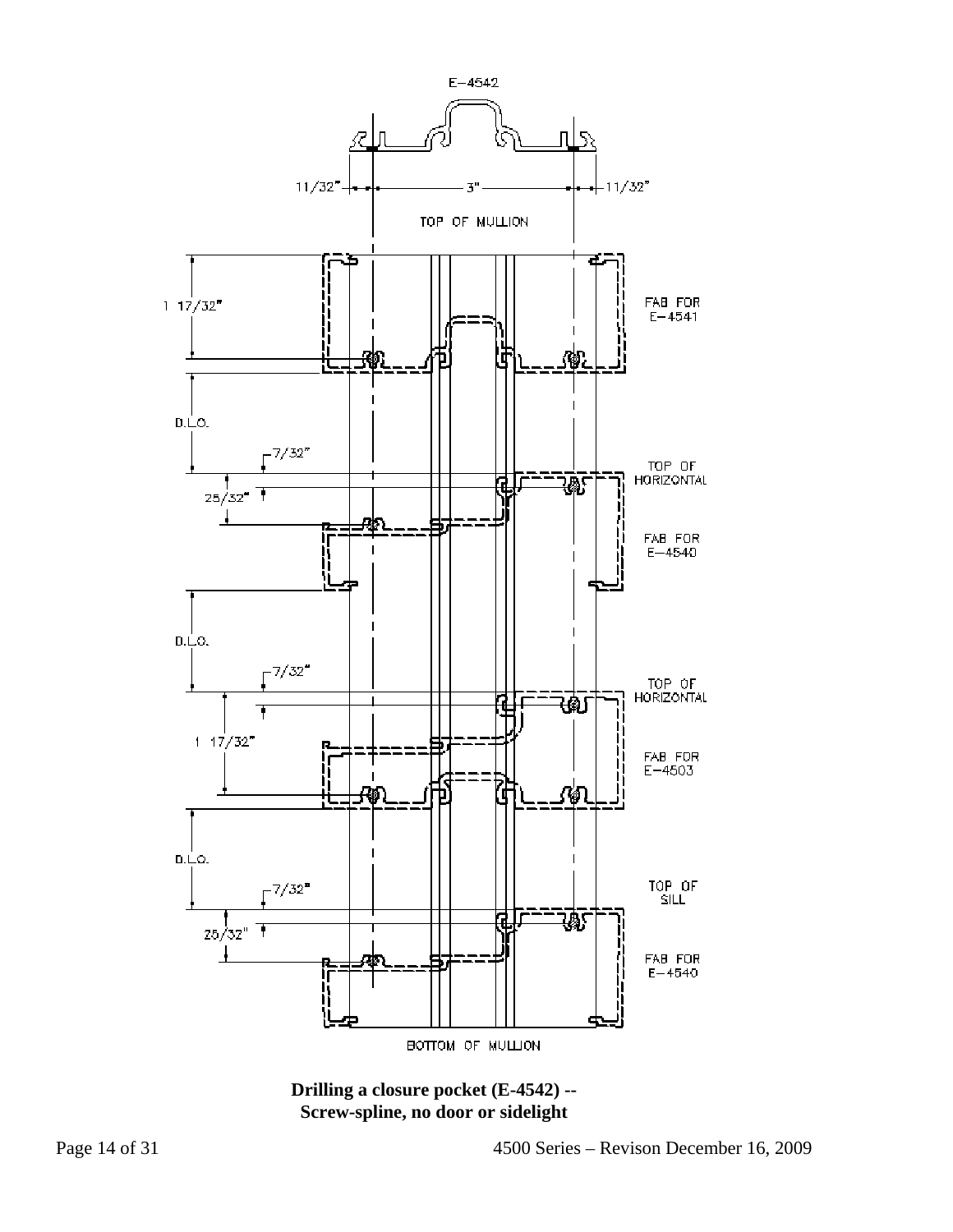E-4542

11/32" 3" 11/32"

TOP OF MULLION

1 17/32"

FAB FOR E-4541

D.L.O.

7/32"

TOP OF HORIZONTAL

25/32"

FAB FOR E-4540

D.L.O.

7/32"

TOP OF HORIZONTAL

1 17/32"

FAB FOR E-4503

D.L.O.

7/32"

TOP OF SILL

25/32"

FAB FOR E-4540

BOTTOM OF MULLION

**Drilling a closure pocket (E-4542) -- Screw-spline, no door or sidelight**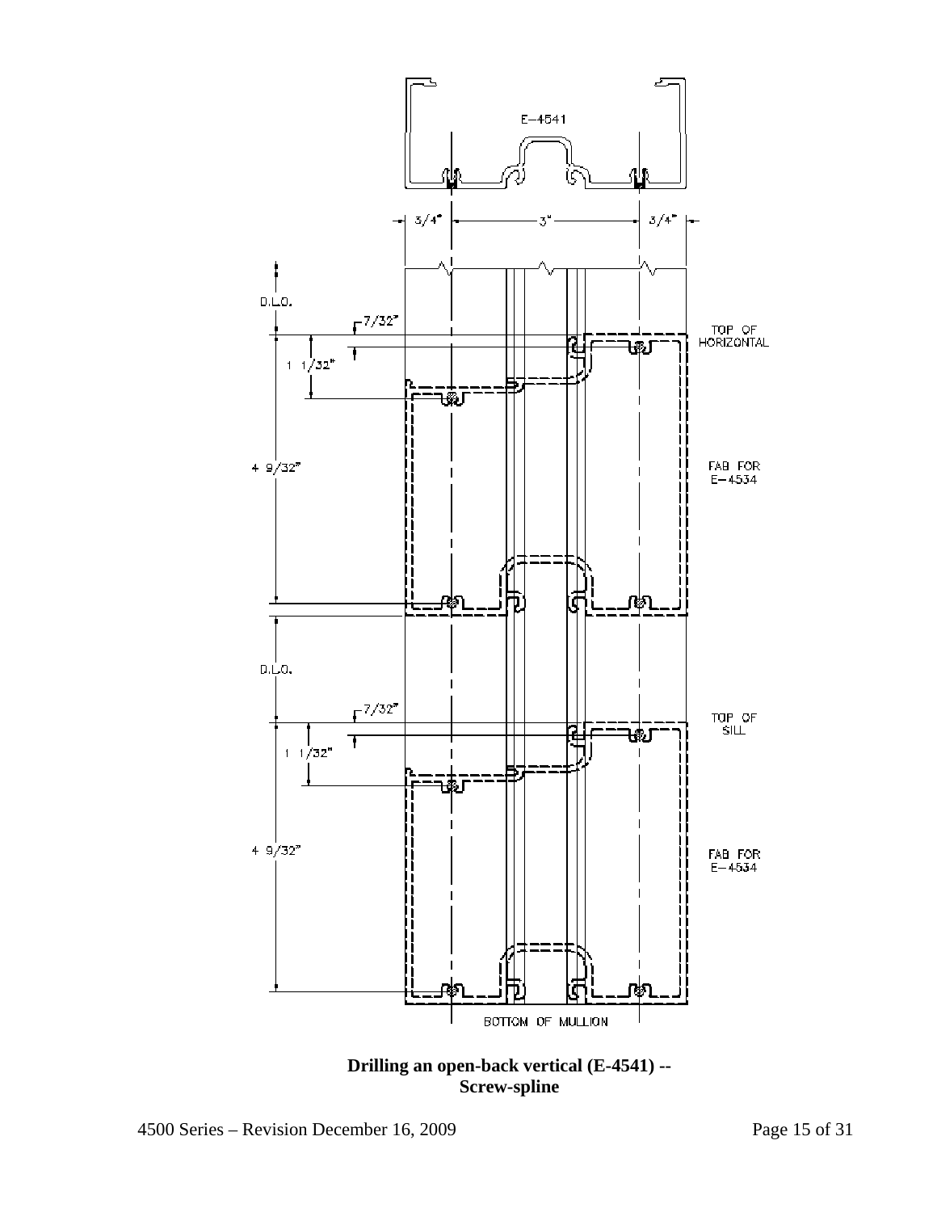E–4541

3/4" 3" 3/4"

D.L.O.

7/32"

1 1/32"

TOP OF HORIZONTAL

4 9/32"

FAB FOR E–4534

D.L.O.

7/32"

1 1/32"

TOP OF SILL

4 9/32"

FAB FOR E–4534

BOTTOM OF MULLION

**Drilling an open-back vertical (E-4541) -- Screw-spline**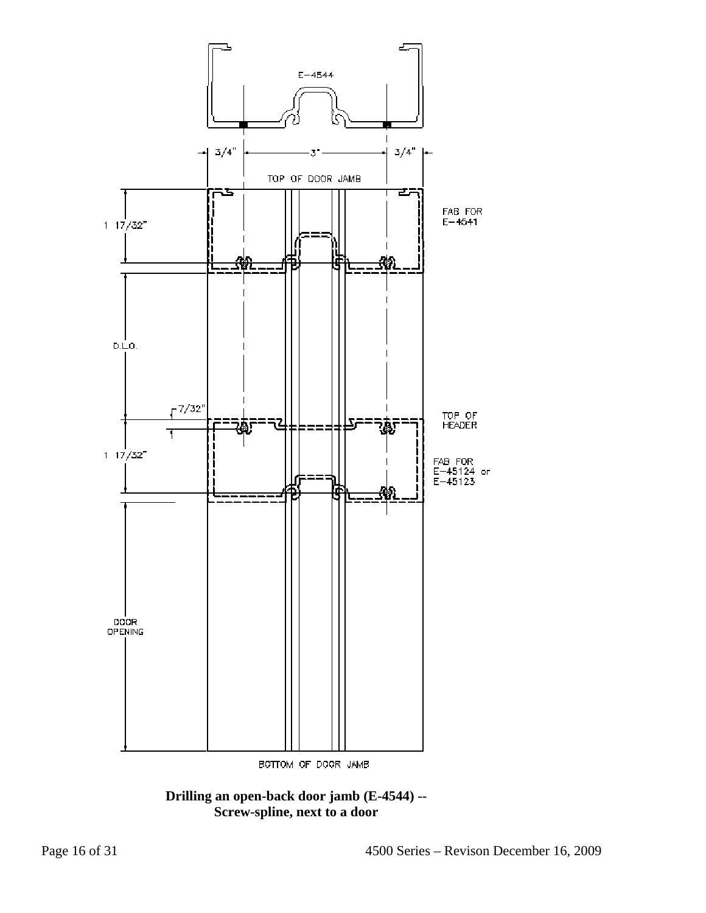E-4544

3/4" 3" 3/4"

TOP OF DOOR JAMB

1 17/32"

FAB FOR E-4541

D.L.O.

7/32"

TOP OF HEADER

1 17/32"

FAB FOR E-45124 or E-45123

DOOR OPENING

BOTTOM OF DOOR JAMB

**Drilling an open-back door jamb (E-4544) -- Screw-spline, next to a door**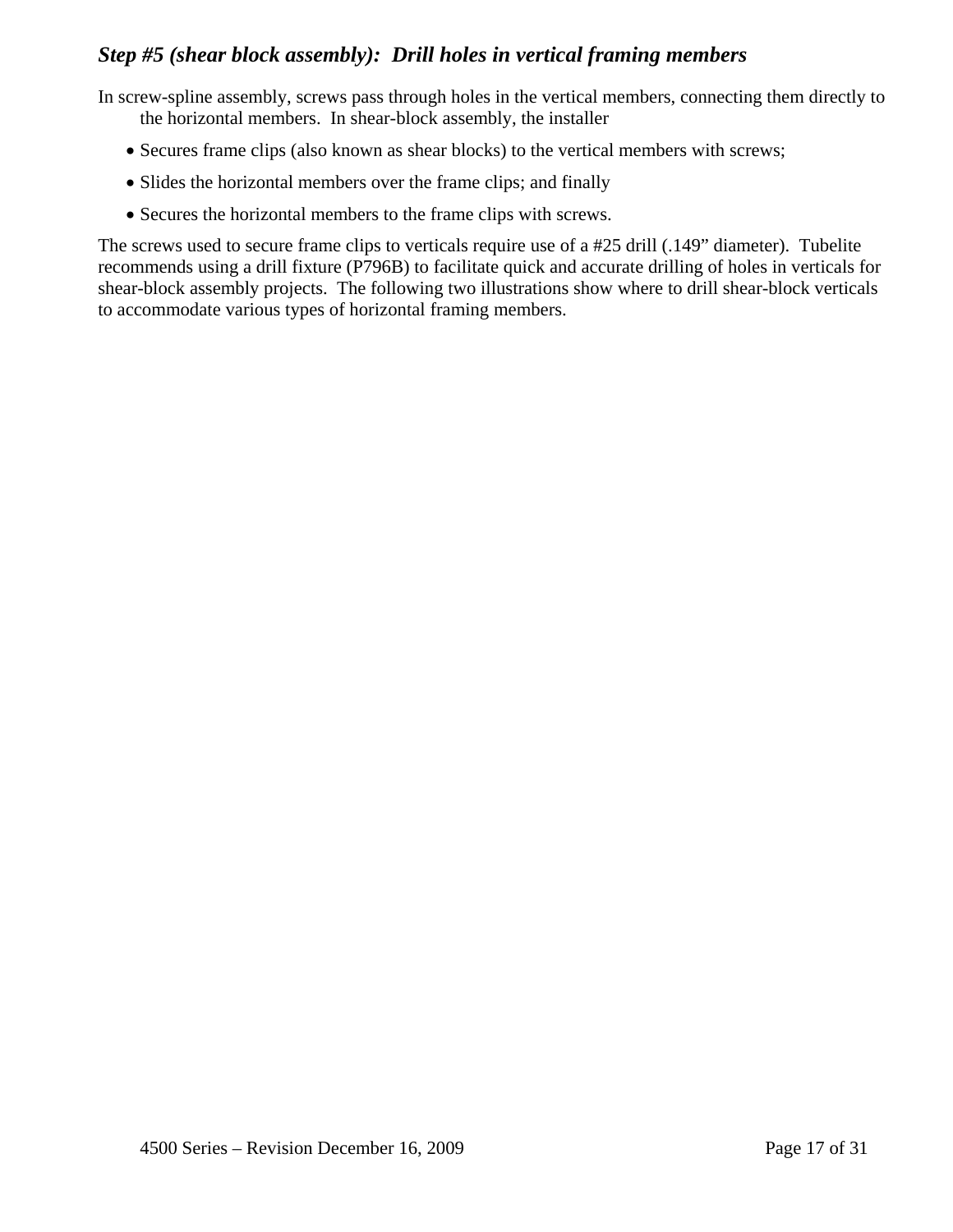### *Step #5 (shear block assembly): Drill holes in vertical framing members*

In screw-spline assembly, screws pass through holes in the vertical members, connecting them directly to the horizontal members. In shear-block assembly, the installer

- Secures frame clips (also known as shear blocks) to the vertical members with screws;
- Slides the horizontal members over the frame clips; and finally
- Secures the horizontal members to the frame clips with screws.

The screws used to secure frame clips to verticals require use of a #25 drill (.149" diameter). Tubelite recommends using a drill fixture (P796B) to facilitate quick and accurate drilling of holes in verticals for shear-block assembly projects. The following two illustrations show where to drill shear-block verticals to accommodate various types of horizontal framing members.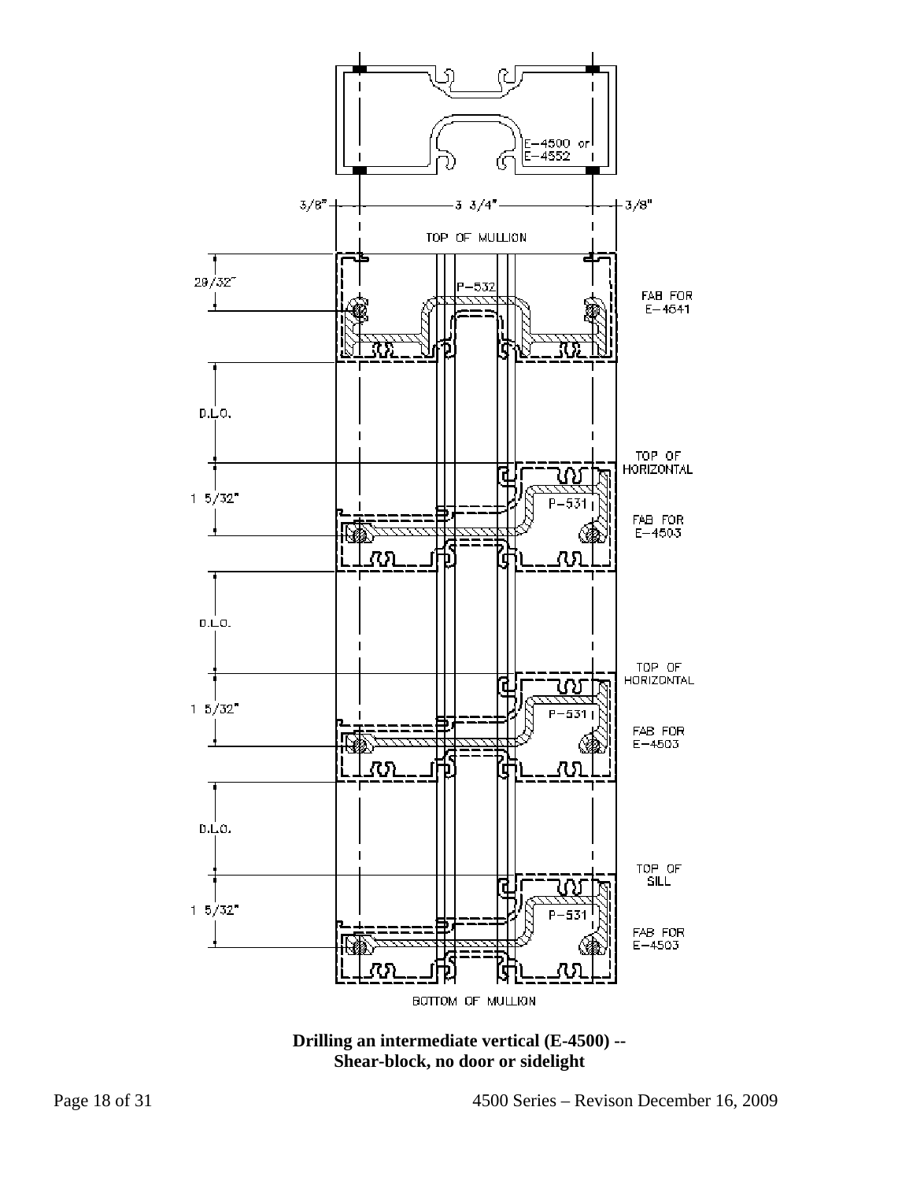E-4500 or E-4552

3/8" 3 3/4" 3/8"

TOP OF MULLION

29/32"

P-532

FAB FOR E-4641

D.L.O.

TOP OF HORIZONTAL

1 5/32"

P-531

FAB FOR E-4503

D.L.O.

TOP OF HORIZONTAL

1 5/32"

P-531

FAB FOR E-4503

D.L.O.

TOP OF SILL

1 5/32"

P-531

FAB FOR E-4503

BOTTOM OF MULLION

**Drilling an intermediate vertical (E-4500) --**
**Shear-block, no door or sidelight**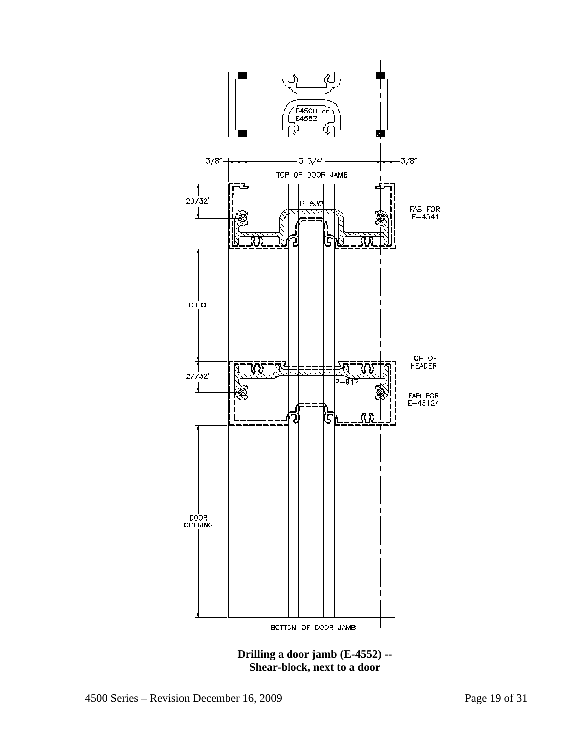E4500 or E4552

3/8" 3 3/4" 3/8"

TOP OF DOOR JAMB

29/32"

P-532

FAB FOR E-4541

D.L.O.

TOP OF HEADER

27/32"

P-917

FAB FOR E-45124

DOOR OPENING

BOTTOM OF DOOR JAMB

**Drilling a door jamb (E-4552) -- Shear-block, next to a door**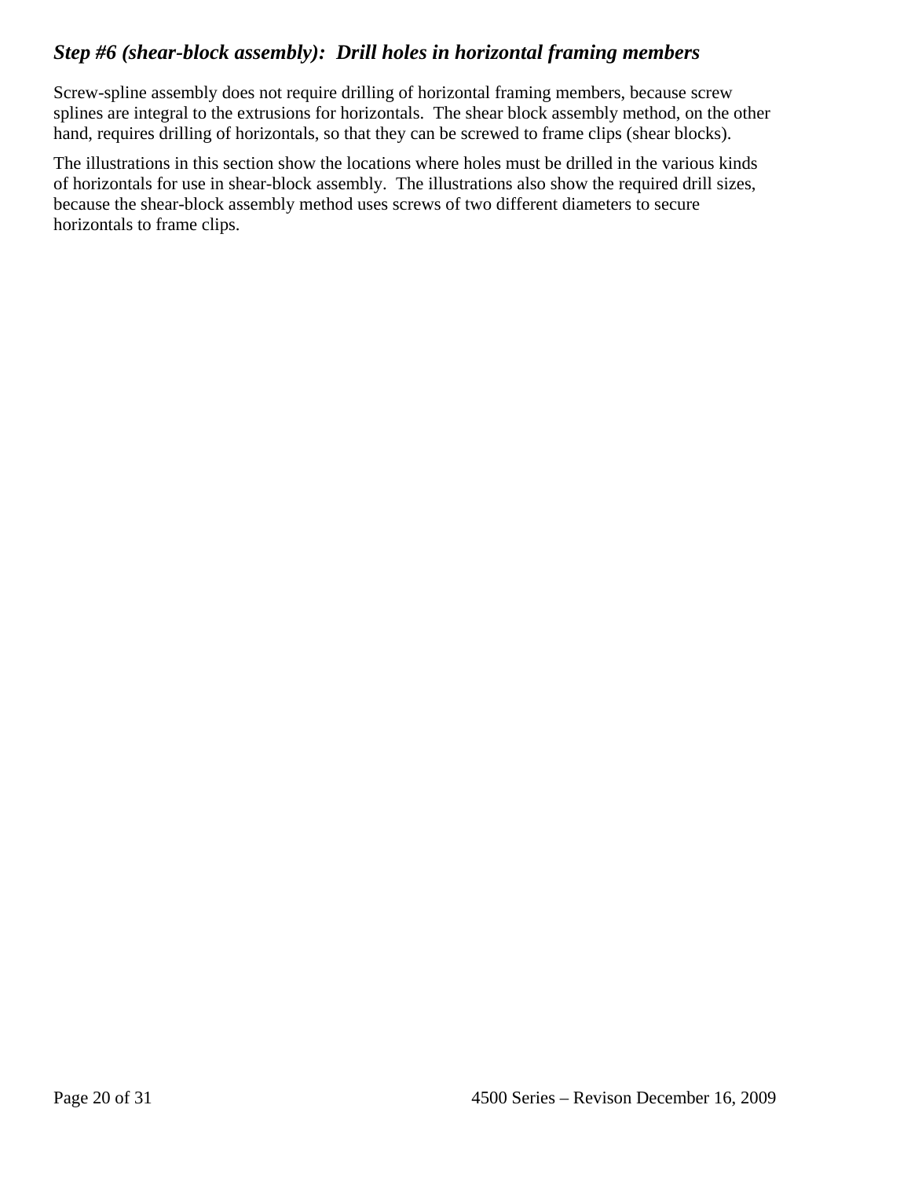### *Step #6 (shear-block assembly): Drill holes in horizontal framing members*

Screw-spline assembly does not require drilling of horizontal framing members, because screw splines are integral to the extrusions for horizontals. The shear block assembly method, on the other hand, requires drilling of horizontals, so that they can be screwed to frame clips (shear blocks).

The illustrations in this section show the locations where holes must be drilled in the various kinds of horizontals for use in shear-block assembly. The illustrations also show the required drill sizes, because the shear-block assembly method uses screws of two different diameters to secure horizontals to frame clips.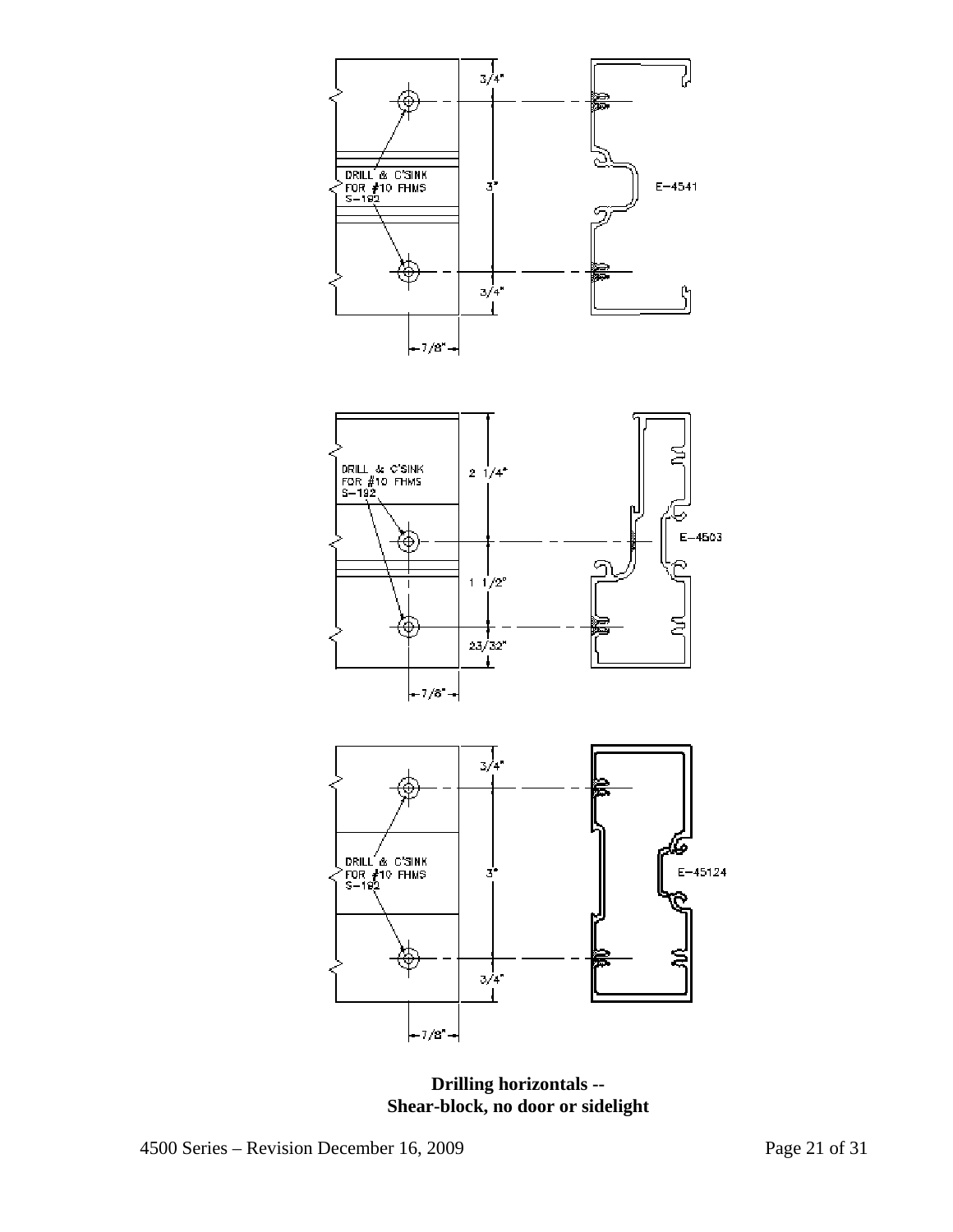DRILL & C'SINK
FOR #10 FHMS
S-182

3/4"

3"

3/4"

7/8"

E-4541

DRILL & C'SINK
FOR #10 FHMS
S-182

2 1/4"

1 1/2"

23/32"

7/8"

E-4503

DRILL & C'SINK
FOR #10 FHMS
S-182

3/4"

3"

3/4"

7/8"

E-45124

**Drilling horizontals --**
**Shear-block, no door or sidelight**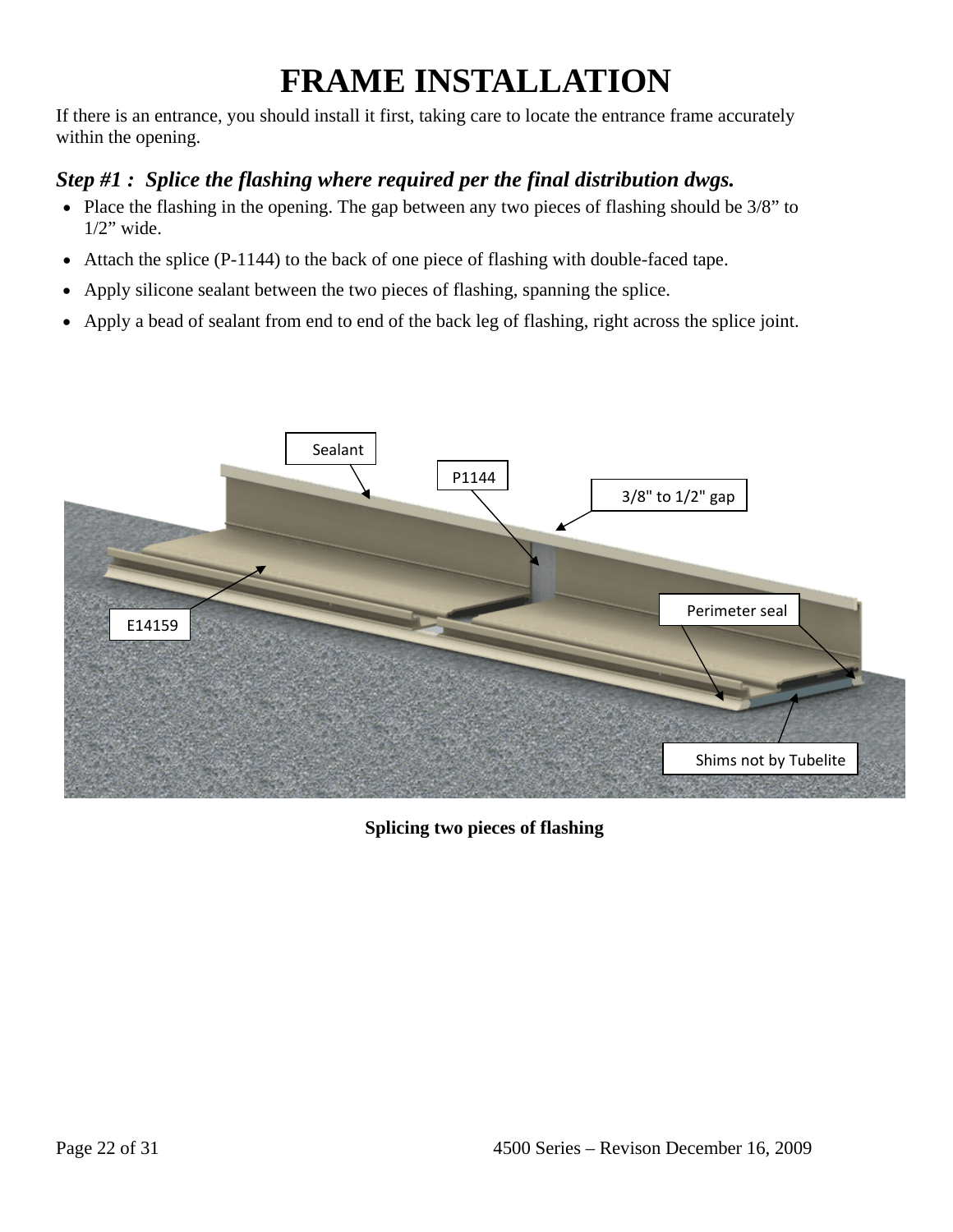# FRAME INSTALLATION

If there is an entrance, you should install it first, taking care to locate the entrance frame accurately within the opening.

### *Step #1 : Splice the flashing where required per the final distribution dwgs.*

- Place the flashing in the opening. The gap between any two pieces of flashing should be 3/8" to 1/2" wide.
- Attach the splice (P-1144) to the back of one piece of flashing with double-faced tape.
- Apply silicone sealant between the two pieces of flashing, spanning the splice.
- Apply a bead of sealant from end to end of the back leg of flashing, right across the splice joint.

Sealant

P1144

3/8" to 1/2" gap

E14159

Perimeter seal

Shims not by Tubelite

**Splicing two pieces of flashing**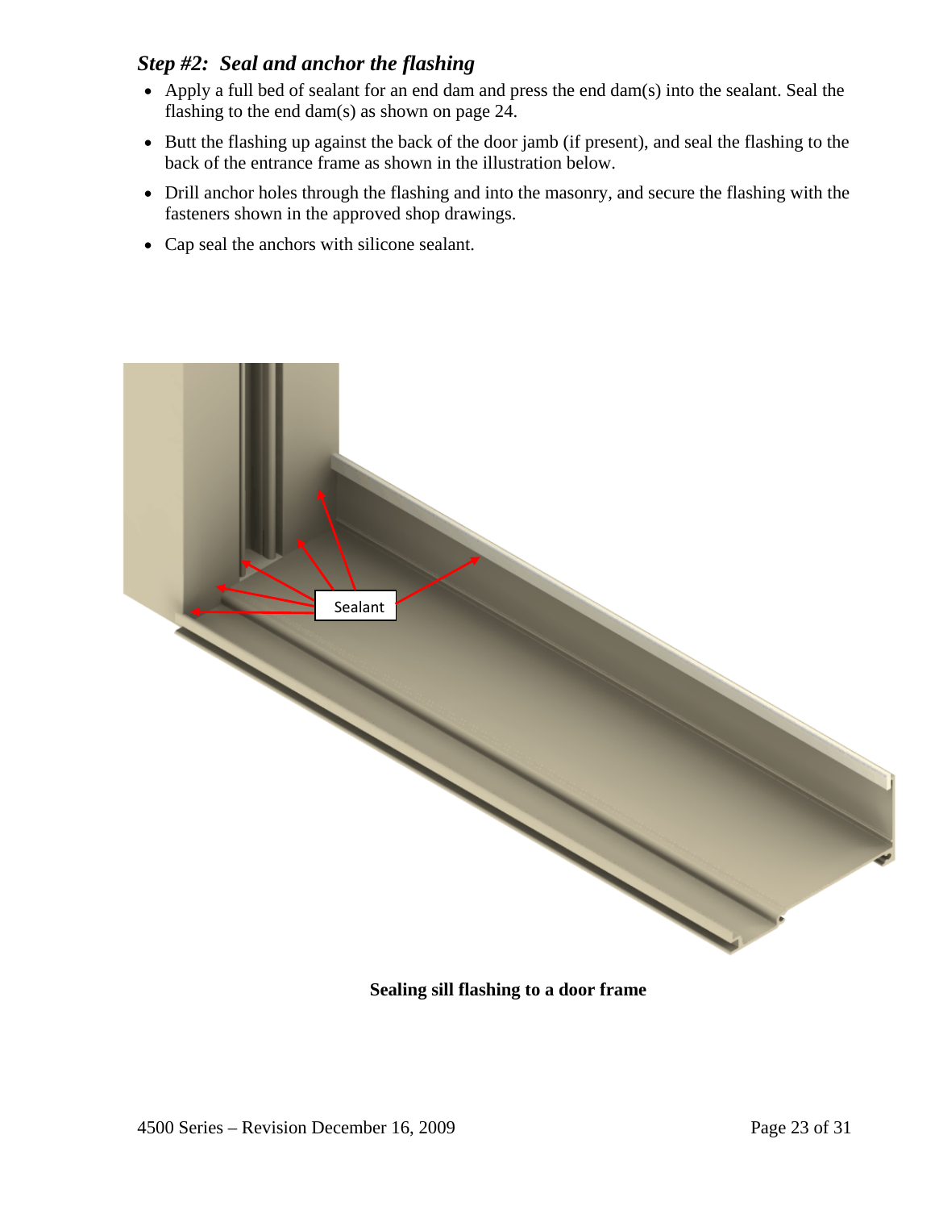### *Step #2: Seal and anchor the flashing*

- Apply a full bed of sealant for an end dam and press the end dam(s) into the sealant. Seal the flashing to the end dam(s) as shown on page 24.
- Butt the flashing up against the back of the door jamb (if present), and seal the flashing to the back of the entrance frame as shown in the illustration below.
- Drill anchor holes through the flashing and into the masonry, and secure the flashing with the fasteners shown in the approved shop drawings.
- Cap seal the anchors with silicone sealant.

**Sealing sill flashing to a door frame**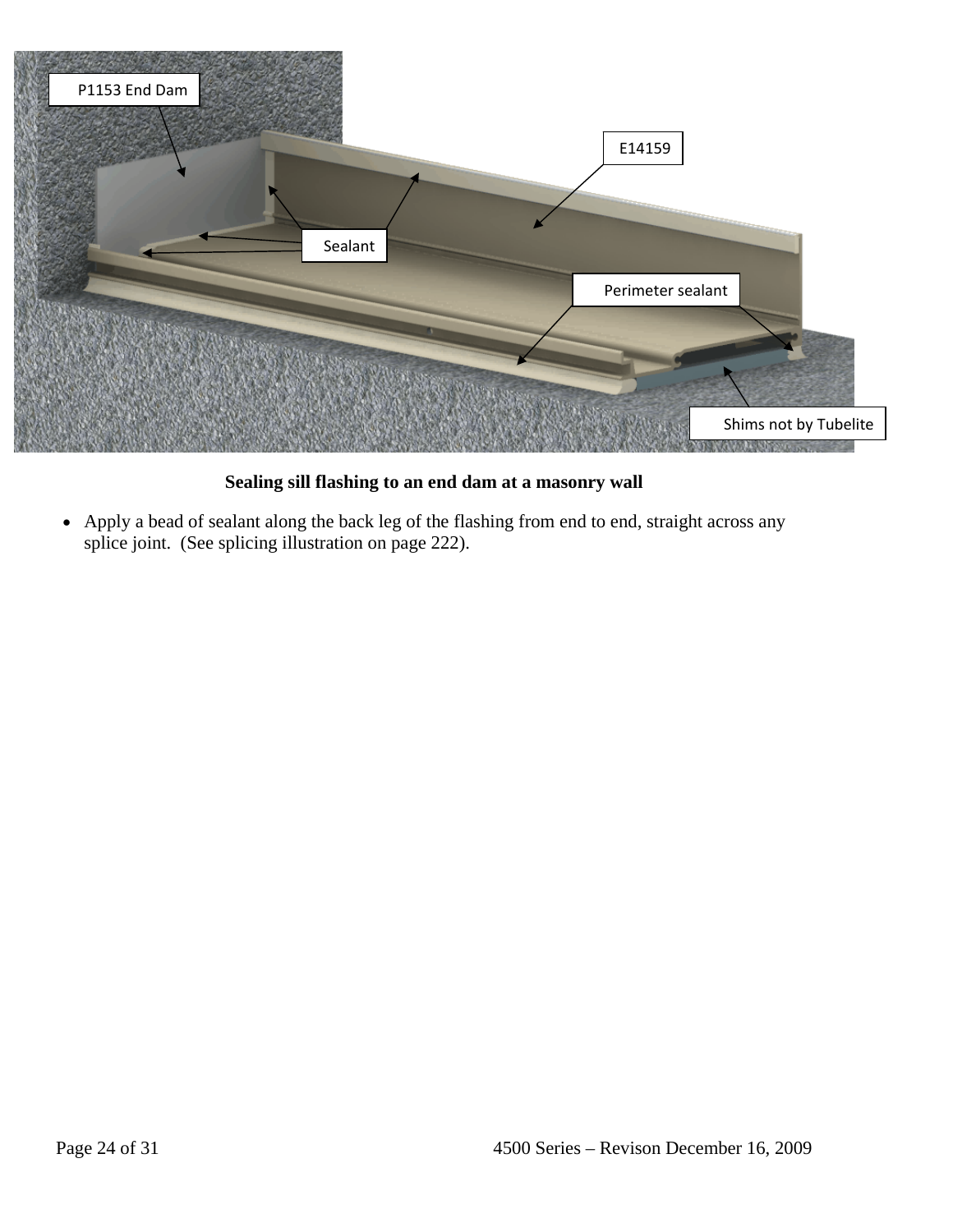**Sealing sill flashing to an end dam at a masonry wall**

- Apply a bead of sealant along the back leg of the flashing from end to end, straight across any splice joint. (See splicing illustration on page 222).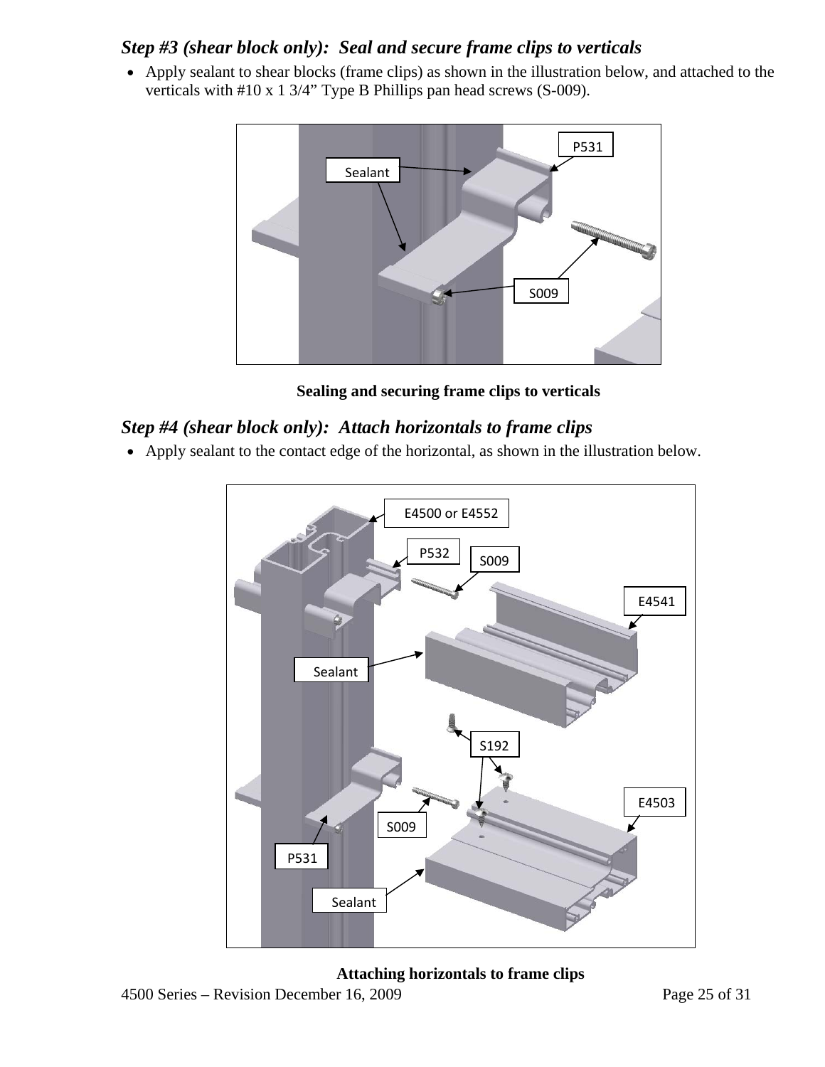### *Step #3 (shear block only): Seal and secure frame clips to verticals*

- Apply sealant to shear blocks (frame clips) as shown in the illustration below, and attached to the verticals with #10 x 1 3/4” Type B Phillips pan head screws (S-009).

**Sealing and securing frame clips to verticals**

### *Step #4 (shear block only): Attach horizontals to frame clips*

- Apply sealant to the contact edge of the horizontal, as shown in the illustration below.

**Attaching horizontals to frame clips**

4500 Series – Revision December 16, 2009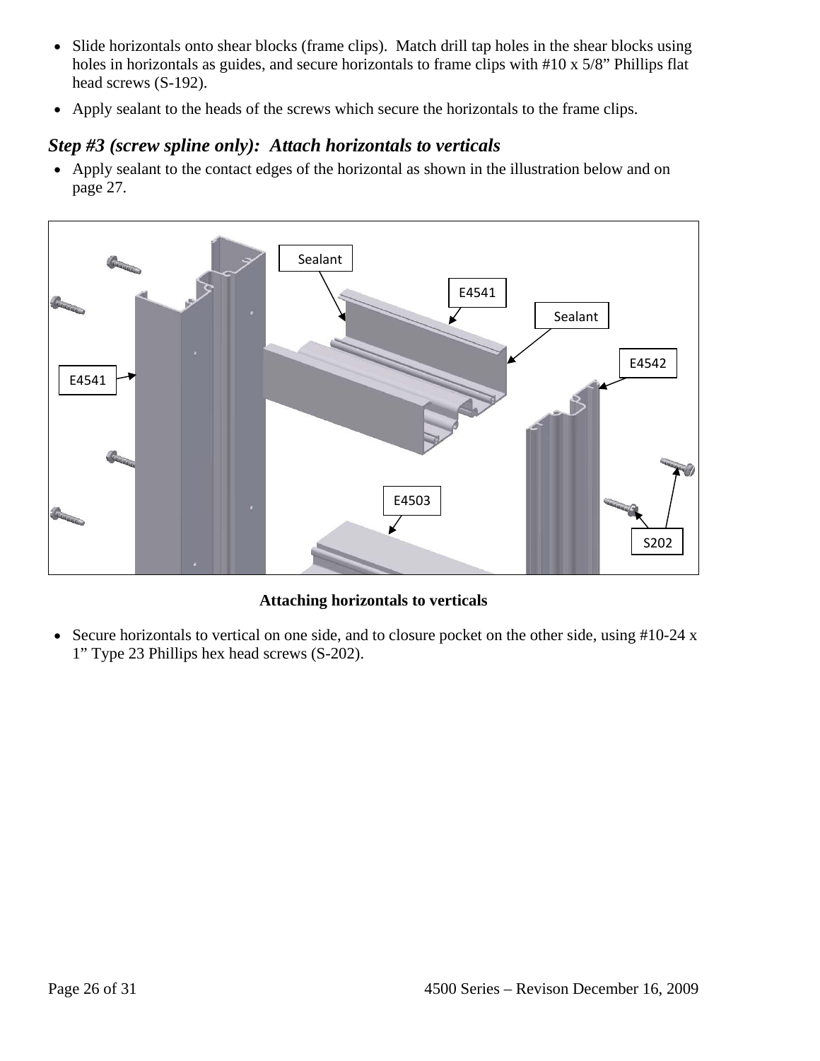- Slide horizontals onto shear blocks (frame clips). Match drill tap holes in the shear blocks using holes in horizontals as guides, and secure horizontals to frame clips with #10 x 5/8" Phillips flat head screws (S-192).
- Apply sealant to the heads of the screws which secure the horizontals to the frame clips.

### *Step #3 (screw spline only): Attach horizontals to verticals*

- Apply sealant to the contact edges of the horizontal as shown in the illustration below and on page 27.

**Attaching horizontals to verticals**

- Secure horizontals to vertical on one side, and to closure pocket on the other side, using #10-24 x 1" Type 23 Phillips hex head screws (S-202).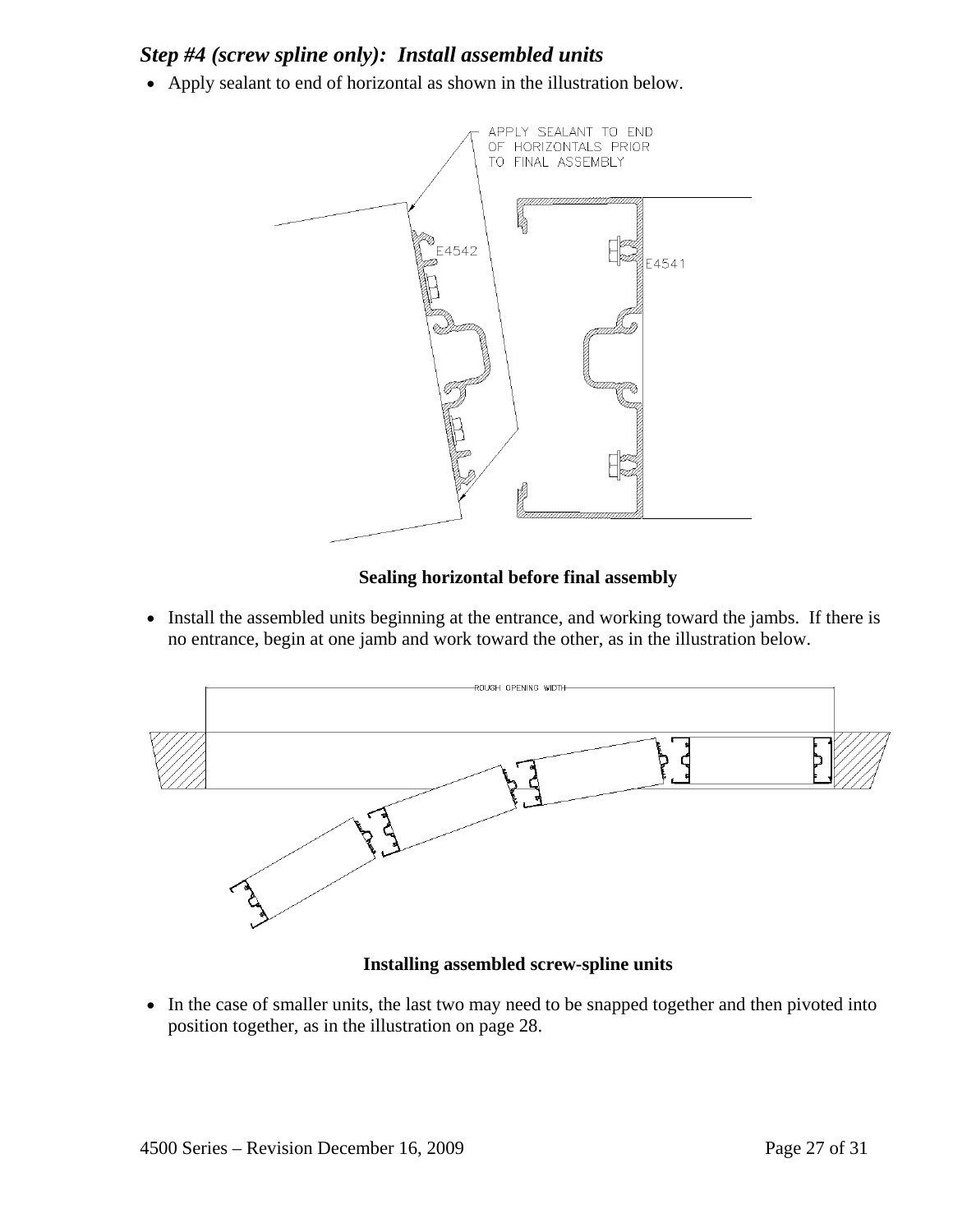### *Step #4 (screw spline only): Install assembled units*

- Apply sealant to end of horizontal as shown in the illustration below.

APPLY SEALANT TO END OF HORIZONTALS PRIOR TO FINAL ASSEMBLY

E4542

E4541

**Sealing horizontal before final assembly**

- Install the assembled units beginning at the entrance, and working toward the jambs. If there is no entrance, begin at one jamb and work toward the other, as in the illustration below.

ROUGH OPENING WIDTH

**Installing assembled screw-spline units**

- In the case of smaller units, the last two may need to be snapped together and then pivoted into position together, as in the illustration on page 28.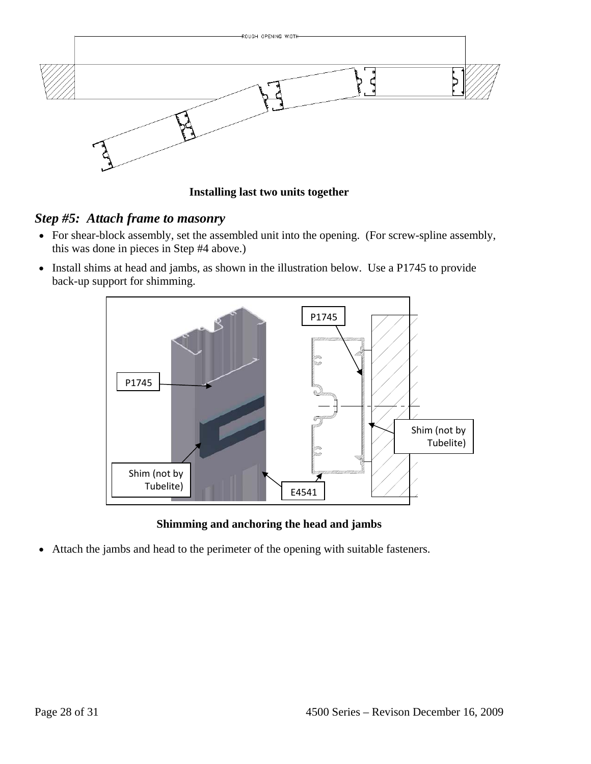**Installing last two units together**

### *Step #5: Attach frame to masonry*

- For shear-block assembly, set the assembled unit into the opening. (For screw-spline assembly, this was done in pieces in Step #4 above.)
- Install shims at head and jambs, as shown in the illustration below. Use a P1745 to provide back-up support for shimming.

**Shimming and anchoring the head and jambs**

- Attach the jambs and head to the perimeter of the opening with suitable fasteners.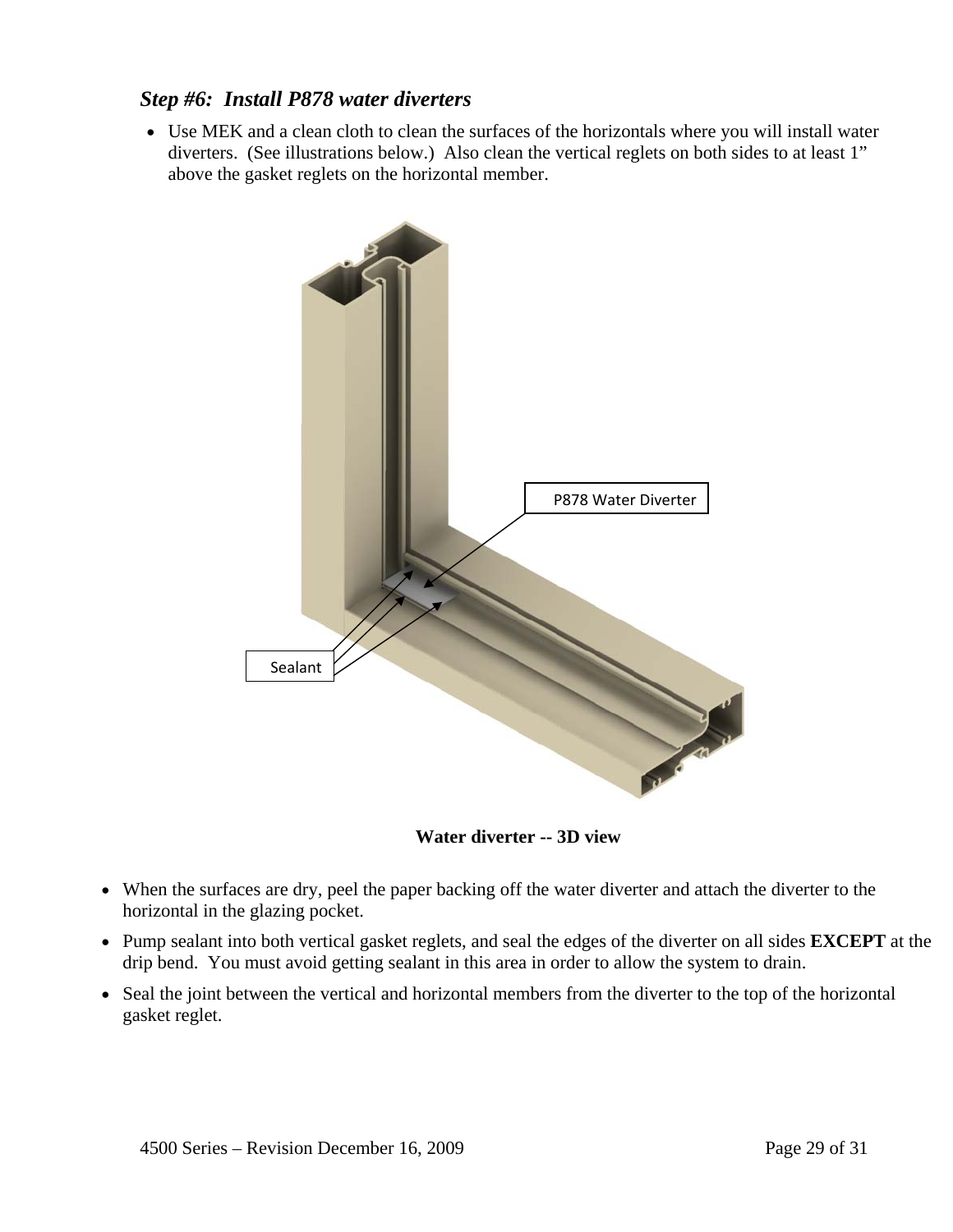### *Step #6: Install P878 water diverters*

- Use MEK and a clean cloth to clean the surfaces of the horizontals where you will install water diverters. (See illustrations below.) Also clean the vertical reglets on both sides to at least 1" above the gasket reglets on the horizontal member.

**Water diverter -- 3D view**

- When the surfaces are dry, peel the paper backing off the water diverter and attach the diverter to the horizontal in the glazing pocket.
- Pump sealant into both vertical gasket reglets, and seal the edges of the diverter on all sides **EXCEPT** at the drip bend. You must avoid getting sealant in this area in order to allow the system to drain.
- Seal the joint between the vertical and horizontal members from the diverter to the top of the horizontal gasket reglet.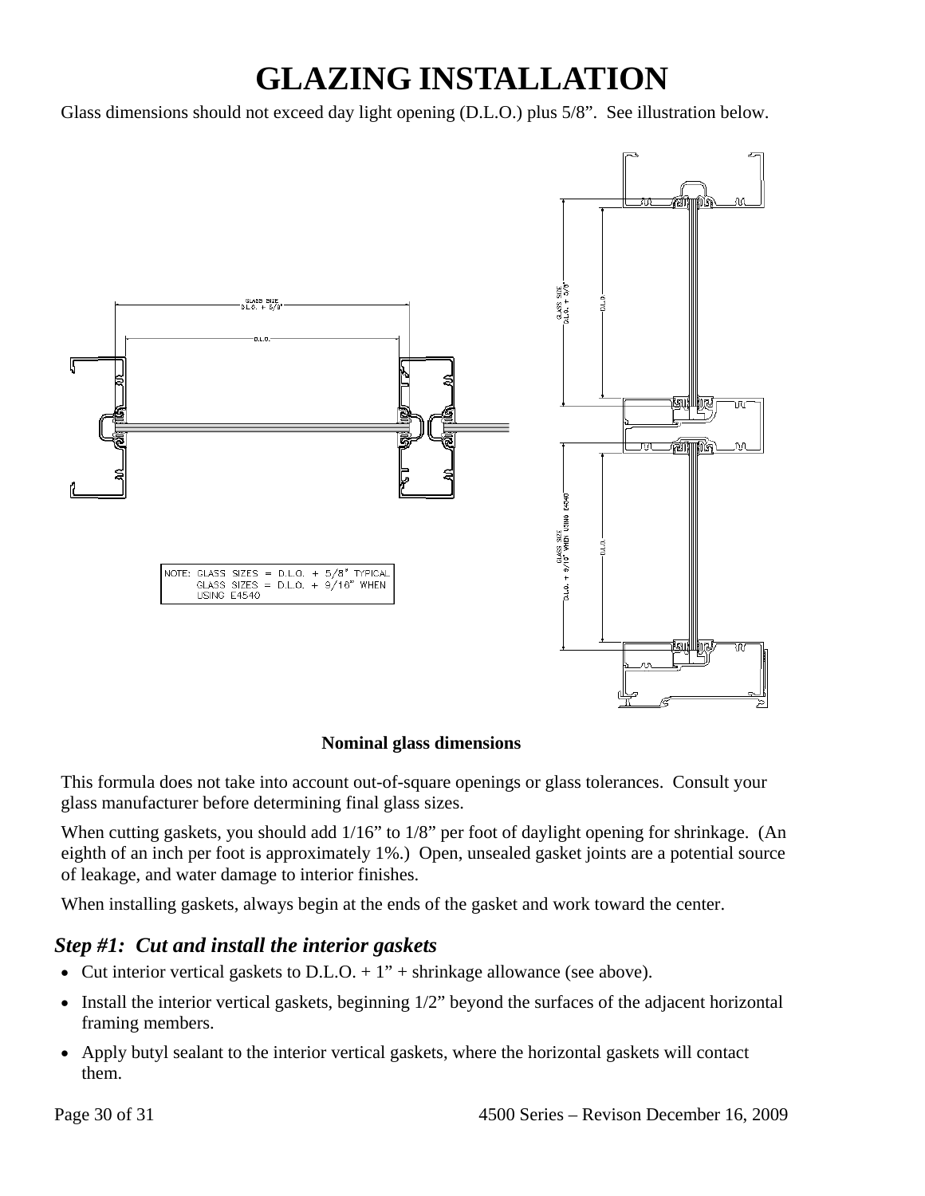# GLAZING INSTALLATION

Glass dimensions should not exceed day light opening (D.L.O.) plus 5/8". See illustration below.

NOTE: GLASS SIZES = D.L.O. + 5/8" TYPICAL
GLASS SIZES = D.L.O. + 9/16" WHEN USING E4540

**Nominal glass dimensions**

This formula does not take into account out-of-square openings or glass tolerances. Consult your glass manufacturer before determining final glass sizes.

When cutting gaskets, you should add 1/16" to 1/8" per foot of daylight opening for shrinkage. (An eighth of an inch per foot is approximately 1%.) Open, unsealed gasket joints are a potential source of leakage, and water damage to interior finishes.

When installing gaskets, always begin at the ends of the gasket and work toward the center.

### *Step #1: Cut and install the interior gaskets*

- Cut interior vertical gaskets to D.L.O. + 1" + shrinkage allowance (see above).
- Install the interior vertical gaskets, beginning 1/2" beyond the surfaces of the adjacent horizontal framing members.
- Apply butyl sealant to the interior vertical gaskets, where the horizontal gaskets will contact them.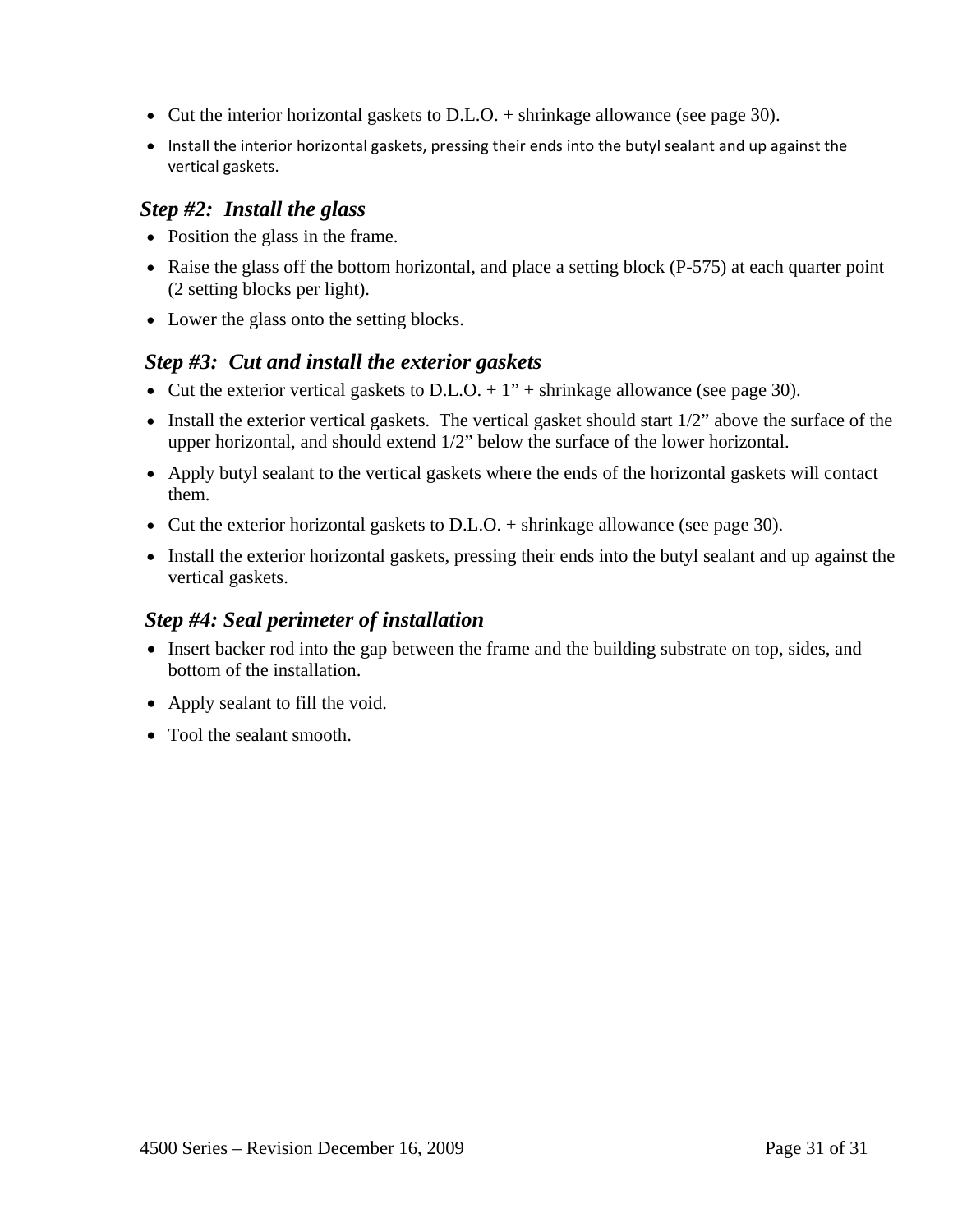- Cut the interior horizontal gaskets to D.L.O. + shrinkage allowance (see page 30).
- Install the interior horizontal gaskets, pressing their ends into the butyl sealant and up against the vertical gaskets.

### *Step #2: Install the glass*

- Position the glass in the frame.
- Raise the glass off the bottom horizontal, and place a setting block (P-575) at each quarter point (2 setting blocks per light).
- Lower the glass onto the setting blocks.

### *Step #3: Cut and install the exterior gaskets*

- Cut the exterior vertical gaskets to D.L.O. + 1" + shrinkage allowance (see page 30).
- Install the exterior vertical gaskets. The vertical gasket should start 1/2" above the surface of the upper horizontal, and should extend 1/2" below the surface of the lower horizontal.
- Apply butyl sealant to the vertical gaskets where the ends of the horizontal gaskets will contact them.
- Cut the exterior horizontal gaskets to D.L.O. + shrinkage allowance (see page 30).
- Install the exterior horizontal gaskets, pressing their ends into the butyl sealant and up against the vertical gaskets.

### *Step #4: Seal perimeter of installation*

- Insert backer rod into the gap between the frame and the building substrate on top, sides, and bottom of the installation.
- Apply sealant to fill the void.
- Tool the sealant smooth.